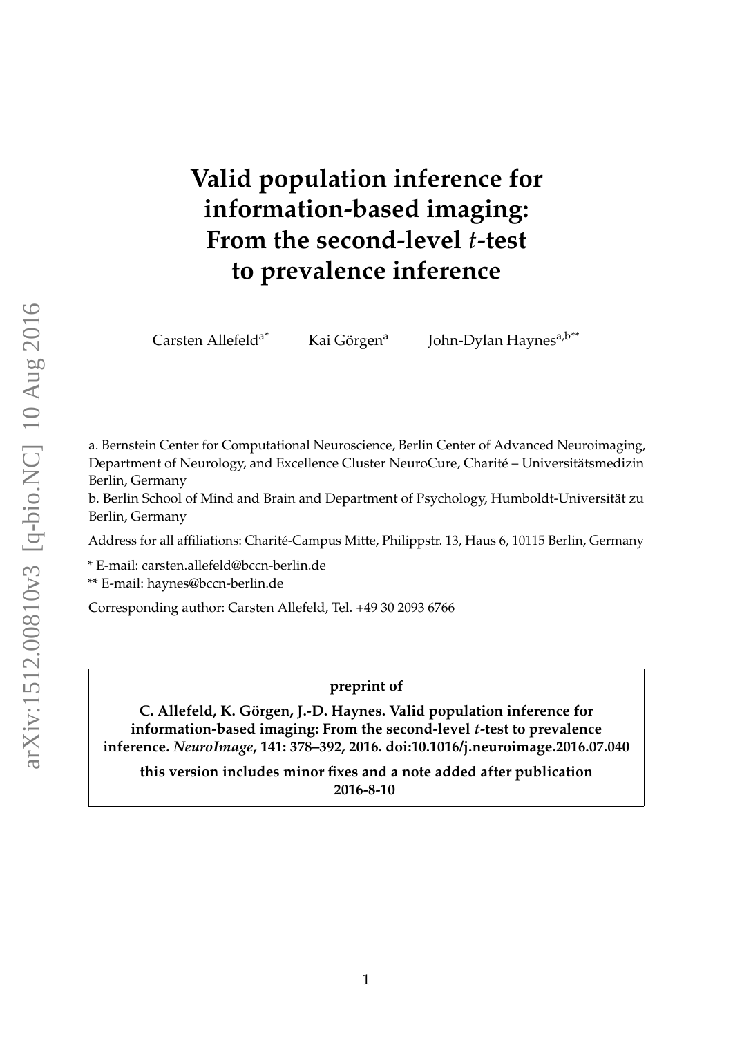# Valid population inference for information-based imaging: From the second-level *t*-test to prevalence inference

Carsten Allefeld[a*] Kai Görgen[a] John-Dylan Haynes[a,b**]

a. Bernstein Center for Computational Neuroscience, Berlin Center of Advanced Neuroimaging, Department of Neurology, and Excellence Cluster NeuroCure, Charité – Universitätsmedizin Berlin, Germany

b. Berlin School of Mind and Brain and Department of Psychology, Humboldt-Universität zu Berlin, Germany

Address for all affiliations: Charité-Campus Mitte, Philippstr. 13, Haus 6, 10115 Berlin, Germany

\* E-mail: carsten.allefeld@bccn-berlin.de

\*\* E-mail: haynes@bccn-berlin.de

Corresponding author: Carsten Allefeld, Tel. +49 30 2093 6766

**preprint of**

**C. Allefeld, K. Görgen, J.-D. Haynes. Valid population inference for information-based imaging: From the second-level *t*-test to prevalence inference. *NeuroImage*, 141: 378–392, 2016. doi:10.1016/j.neuroimage.2016.07.040**

**this version includes minor fixes and a note added after publication 2016-8-10**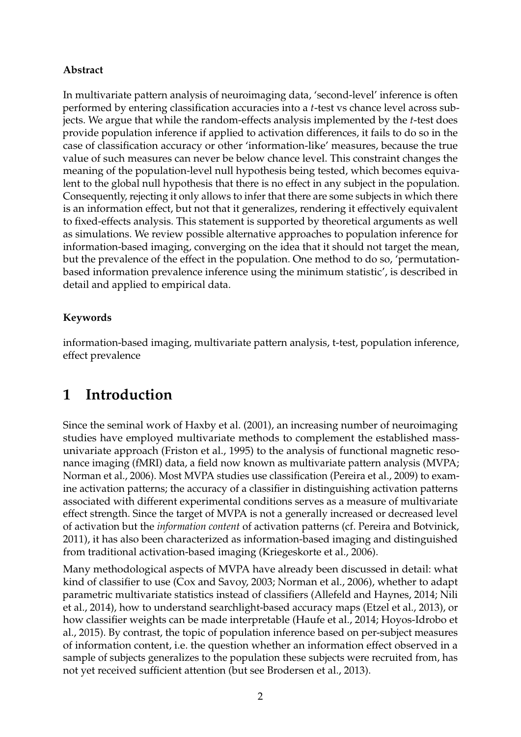**Abstract**

In multivariate pattern analysis of neuroimaging data, 'second-level' inference is often performed by entering classification accuracies into a *t*-test vs chance level across subjects. We argue that while the random-effects analysis implemented by the *t*-test does provide population inference if applied to activation differences, it fails to do so in the case of classification accuracy or other 'information-like' measures, because the true value of such measures can never be below chance level. This constraint changes the meaning of the population-level null hypothesis being tested, which becomes equivalent to the global null hypothesis that there is no effect in any subject in the population. Consequently, rejecting it only allows to infer that there are some subjects in which there is an information effect, but not that it generalizes, rendering it effectively equivalent to fixed-effects analysis. This statement is supported by theoretical arguments as well as simulations. We review possible alternative approaches to population inference for information-based imaging, converging on the idea that it should not target the mean, but the prevalence of the effect in the population. One method to do so, 'permutation-based information prevalence inference using the minimum statistic', is described in detail and applied to empirical data.

**Keywords**

information-based imaging, multivariate pattern analysis, t-test, population inference, effect prevalence

# 1 Introduction

Since the seminal work of Haxby et al. (2001), an increasing number of neuroimaging studies have employed multivariate methods to complement the established mass-univariate approach (Friston et al., 1995) to the analysis of functional magnetic resonance imaging (fMRI) data, a field now known as multivariate pattern analysis (MVPA; Norman et al., 2006). Most MVPA studies use classification (Pereira et al., 2009) to examine activation patterns; the accuracy of a classifier in distinguishing activation patterns associated with different experimental conditions serves as a measure of multivariate effect strength. Since the target of MVPA is not a generally increased or decreased level of activation but the *information content* of activation patterns (cf. Pereira and Botvinick, 2011), it has also been characterized as information-based imaging and distinguished from traditional activation-based imaging (Kriegeskorte et al., 2006).

Many methodological aspects of MVPA have already been discussed in detail: what kind of classifier to use (Cox and Savoy, 2003; Norman et al., 2006), whether to adapt parametric multivariate statistics instead of classifiers (Allefeld and Haynes, 2014; Nili et al., 2014), how to understand searchlight-based accuracy maps (Etzel et al., 2013), or how classifier weights can be made interpretable (Haufe et al., 2014; Hoyos-Idrobo et al., 2015). By contrast, the topic of population inference based on per-subject measures of information content, i.e. the question whether an information effect observed in a sample of subjects generalizes to the population these subjects were recruited from, has not yet received sufficient attention (but see Brodersen et al., 2013).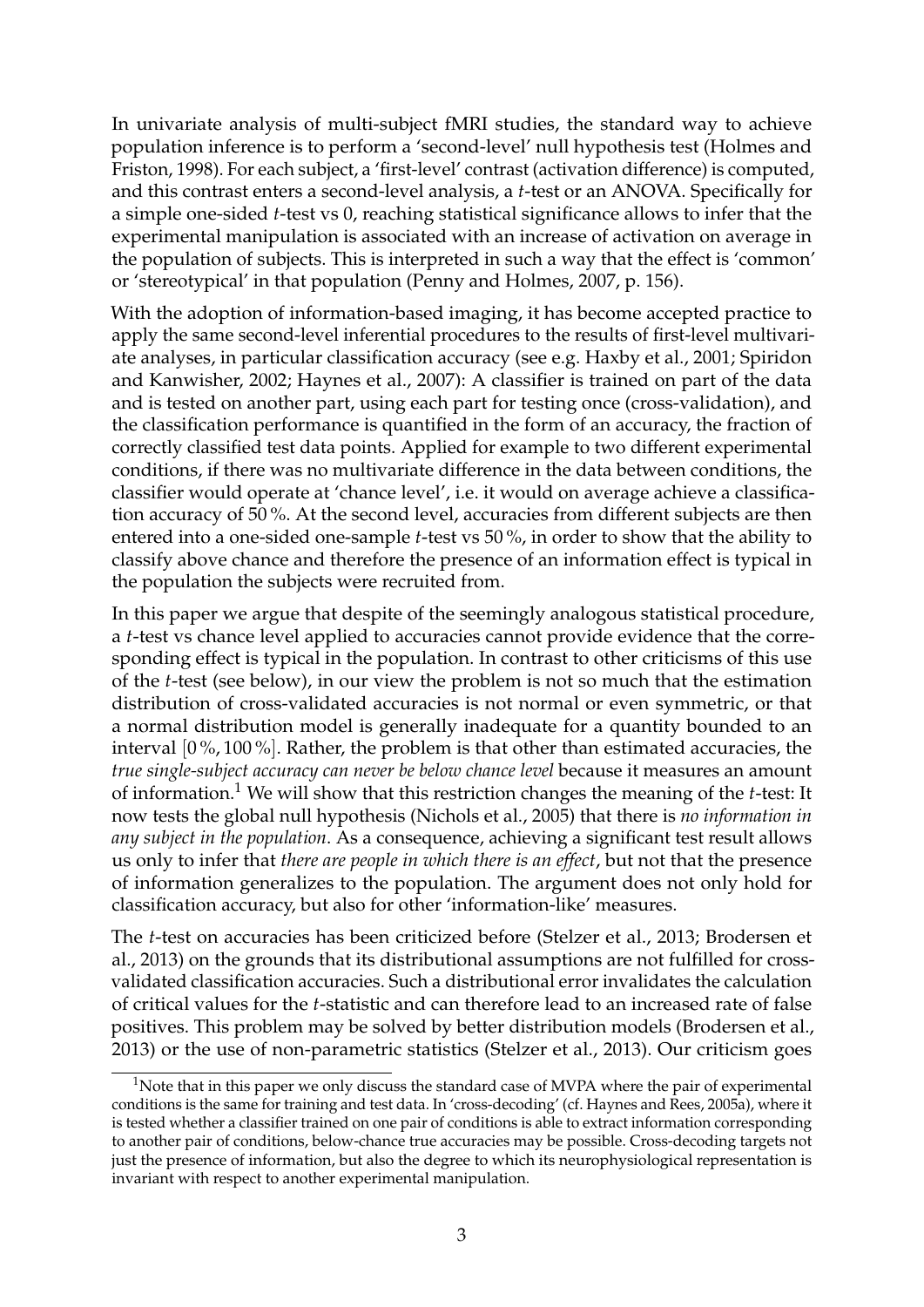In univariate analysis of multi-subject fMRI studies, the standard way to achieve population inference is to perform a 'second-level' null hypothesis test (Holmes and Friston, 1998). For each subject, a 'first-level' contrast (activation difference) is computed, and this contrast enters a second-level analysis, a *t*-test or an ANOVA. Specifically for a simple one-sided *t*-test vs 0, reaching statistical significance allows to infer that the experimental manipulation is associated with an increase of activation on average in the population of subjects. This is interpreted in such a way that the effect is 'common' or 'stereotypical' in that population (Penny and Holmes, 2007, p. 156).

With the adoption of information-based imaging, it has become accepted practice to apply the same second-level inferential procedures to the results of first-level multivariate analyses, in particular classification accuracy (see e.g. Haxby et al., 2001; Spiridon and Kanwisher, 2002; Haynes et al., 2007): A classifier is trained on part of the data and is tested on another part, using each part for testing once (cross-validation), and the classification performance is quantified in the form of an accuracy, the fraction of correctly classified test data points. Applied for example to two different experimental conditions, if there was no multivariate difference in the data between conditions, the classifier would operate at 'chance level', i.e. it would on average achieve a classification accuracy of 50 %. At the second level, accuracies from different subjects are then entered into a one-sided one-sample *t*-test vs 50 %, in order to show that the ability to classify above chance and therefore the presence of an information effect is typical in the population the subjects were recruited from.

In this paper we argue that despite of the seemingly analogous statistical procedure, a *t*-test vs chance level applied to accuracies cannot provide evidence that the corresponding effect is typical in the population. In contrast to other criticisms of this use of the *t*-test (see below), in our view the problem is not so much that the estimation distribution of cross-validated accuracies is not normal or even symmetric, or that a normal distribution model is generally inadequate for a quantity bounded to an interval $[0\,\%, 100\,\%]$. Rather, the problem is that other than estimated accuracies, the *true single-subject accuracy can never be below chance level* because it measures an amount of information.[1] We will show that this restriction changes the meaning of the *t*-test: It now tests the global null hypothesis (Nichols et al., 2005) that there is *no information in any subject in the population*. As a consequence, achieving a significant test result allows us only to infer that *there are people in which there is an effect*, but not that the presence of information generalizes to the population. The argument does not only hold for classification accuracy, but also for other 'information-like' measures.

The *t*-test on accuracies has been criticized before (Stelzer et al., 2013; Brodersen et al., 2013) on the grounds that its distributional assumptions are not fulfilled for cross-validated classification accuracies. Such a distributional error invalidates the calculation of critical values for the *t*-statistic and can therefore lead to an increased rate of false positives. This problem may be solved by better distribution models (Brodersen et al., 2013) or the use of non-parametric statistics (Stelzer et al., 2013). Our criticism goes

[1] Note that in this paper we only discuss the standard case of MVPA where the pair of experimental conditions is the same for training and test data. In 'cross-decoding' (cf. Haynes and Rees, 2005a), where it is tested whether a classifier trained on one pair of conditions is able to extract information corresponding to another pair of conditions, below-chance true accuracies may be possible. Cross-decoding targets not just the presence of information, but also the degree to which its neurophysiological representation is invariant with respect to another experimental manipulation.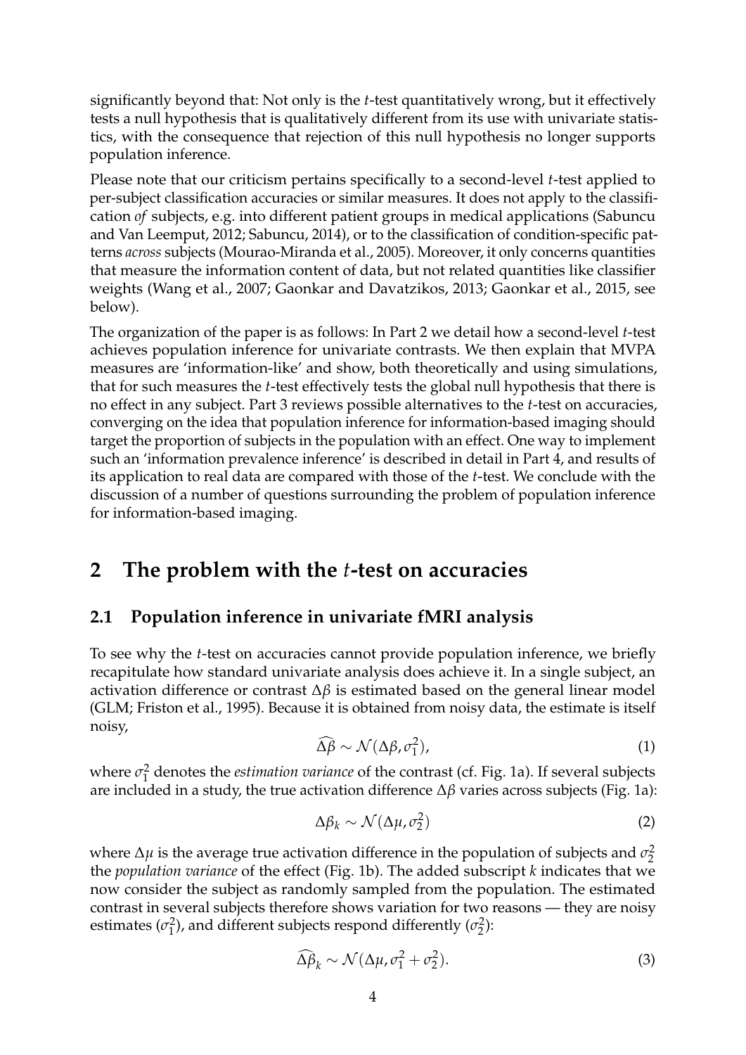significantly beyond that: Not only is the *t*-test quantitatively wrong, but it effectively tests a null hypothesis that is qualitatively different from its use with univariate statistics, with the consequence that rejection of this null hypothesis no longer supports population inference.

Please note that our criticism pertains specifically to a second-level *t*-test applied to per-subject classification accuracies or similar measures. It does not apply to the classification *of* subjects, e.g. into different patient groups in medical applications (Sabuncu and Van Leemput, 2012; Sabuncu, 2014), or to the classification of condition-specific patterns *across* subjects (Mourao-Miranda et al., 2005). Moreover, it only concerns quantities that measure the information content of data, but not related quantities like classifier weights (Wang et al., 2007; Gaonkar and Davatzikos, 2013; Gaonkar et al., 2015, see below).

The organization of the paper is as follows: In Part 2 we detail how a second-level *t*-test achieves population inference for univariate contrasts. We then explain that MVPA measures are 'information-like' and show, both theoretically and using simulations, that for such measures the *t*-test effectively tests the global null hypothesis that there is no effect in any subject. Part 3 reviews possible alternatives to the *t*-test on accuracies, converging on the idea that population inference for information-based imaging should target the proportion of subjects in the population with an effect. One way to implement such an 'information prevalence inference' is described in detail in Part 4, and results of its application to real data are compared with those of the *t*-test. We conclude with the discussion of a number of questions surrounding the problem of population inference for information-based imaging.

# 2 The problem with the *t*-test on accuracies

## 2.1 Population inference in univariate fMRI analysis

To see why the *t*-test on accuracies cannot provide population inference, we briefly recapitulate how standard univariate analysis does achieve it. In a single subject, an activation difference or contrast $\Delta\beta$ is estimated based on the general linear model (GLM; Friston et al., 1995). Because it is obtained from noisy data, the estimate is itself noisy,

$$\widehat{\Delta\beta} \sim \mathcal{N}(\Delta\beta, \sigma_1^2), \tag{1}$$

where $\sigma_1^2$ denotes the *estimation variance* of the contrast (cf. Fig. 1a). If several subjects are included in a study, the true activation difference $\Delta\beta$ varies across subjects (Fig. 1a):

$$\Delta\beta_k \sim \mathcal{N}(\Delta\mu, \sigma_2^2) \tag{2}$$

where $\Delta\mu$ is the average true activation difference in the population of subjects and $\sigma_2^2$ the *population variance* of the effect (Fig. 1b). The added subscript $k$ indicates that we now consider the subject as randomly sampled from the population. The estimated contrast in several subjects therefore shows variation for two reasons — they are noisy estimates ($\sigma_1^2$), and different subjects respond differently ($\sigma_2^2$):

$$\widehat{\Delta\beta}_k \sim \mathcal{N}(\Delta\mu, \sigma_1^2 + \sigma_2^2). \tag{3}$$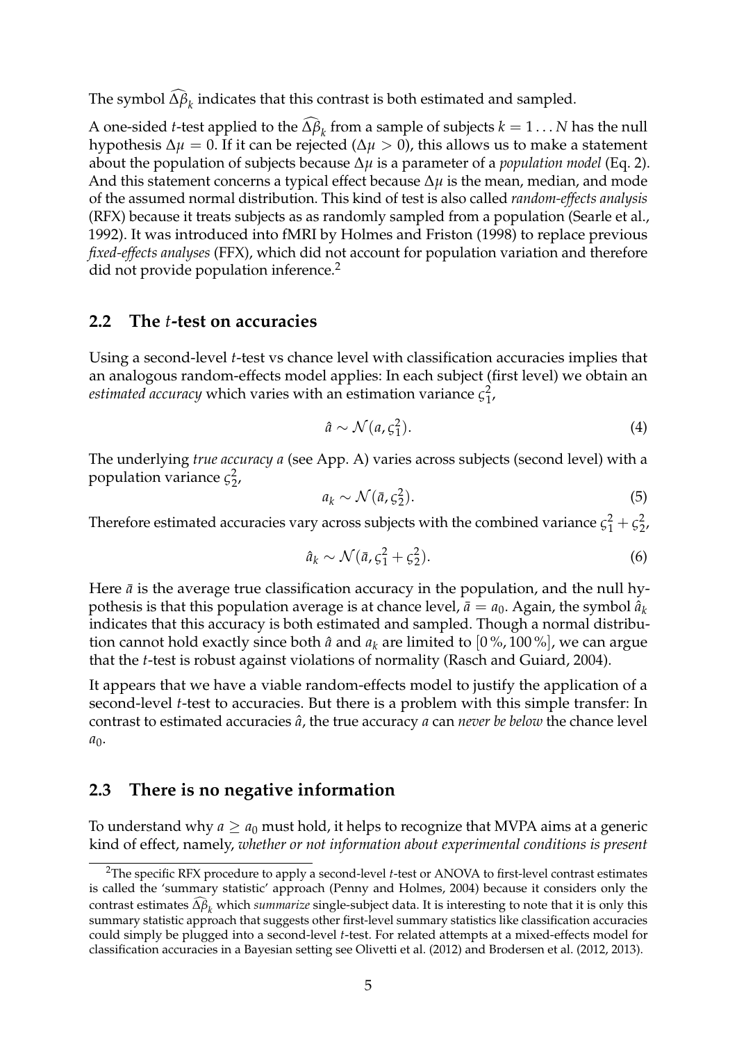The symbol $\widehat{\Delta\beta}_k$ indicates that this contrast is both estimated and sampled.

A one-sided $t$-test applied to the $\widehat{\Delta\beta}_k$ from a sample of subjects $k = 1 \ldots N$ has the null hypothesis $\Delta\mu = 0$. If it can be rejected ($\Delta\mu > 0$), this allows us to make a statement about the population of subjects because $\Delta\mu$ is a parameter of a *population model* (Eq. 2). And this statement concerns a typical effect because $\Delta\mu$ is the mean, median, and mode of the assumed normal distribution. This kind of test is also called *random-effects analysis* (RFX) because it treats subjects as as randomly sampled from a population (Searle et al., 1992). It was introduced into fMRI by Holmes and Friston (1998) to replace previous *fixed-effects analyses* (FFX), which did not account for population variation and therefore did not provide population inference.[2]

## 2.2 The $t$-test on accuracies

Using a second-level $t$-test vs chance level with classification accuracies implies that an analogous random-effects model applies: In each subject (first level) we obtain an *estimated accuracy* which varies with an estimation variance $\varsigma_1^2$,

$$\hat{a} \sim \mathcal{N}(a, \varsigma_1^2). \tag{4}$$

The underlying *true accuracy* $a$ (see App. A) varies across subjects (second level) with a population variance $\varsigma_2^2$,

$$a_k \sim \mathcal{N}(\bar{a}, \varsigma_2^2). \tag{5}$$

Therefore estimated accuracies vary across subjects with the combined variance $\varsigma_1^2 + \varsigma_2^2$,

$$\hat{a}_k \sim \mathcal{N}(\bar{a}, \varsigma_1^2 + \varsigma_2^2). \tag{6}$$

Here $\bar{a}$ is the average true classification accuracy in the population, and the null hypothesis is that this population average is at chance level, $\bar{a} = a_0$. Again, the symbol $\hat{a}_k$ indicates that this accuracy is both estimated and sampled. Though a normal distribution cannot hold exactly since both $\hat{a}$ and $a_k$ are limited to $[0\,\%, 100\,\%]$, we can argue that the $t$-test is robust against violations of normality (Rasch and Guiard, 2004).

It appears that we have a viable random-effects model to justify the application of a second-level $t$-test to accuracies. But there is a problem with this simple transfer: In contrast to estimated accuracies $\hat{a}$, the true accuracy $a$ can *never be below* the chance level $a_0$.

## 2.3 There is no negative information

To understand why $a \geq a_0$ must hold, it helps to recognize that MVPA aims at a generic kind of effect, namely, *whether or not information about experimental conditions is present*

---

[2] The specific RFX procedure to apply a second-level $t$-test or ANOVA to first-level contrast estimates is called the 'summary statistic' approach (Penny and Holmes, 2004) because it considers only the contrast estimates $\widehat{\Delta\beta}_k$ which *summarize* single-subject data. It is interesting to note that it is only this summary statistic approach that suggests other first-level summary statistics like classification accuracies could simply be plugged into a second-level $t$-test. For related attempts at a mixed-effects model for classification accuracies in a Bayesian setting see Olivetti et al. (2012) and Brodersen et al. (2012, 2013).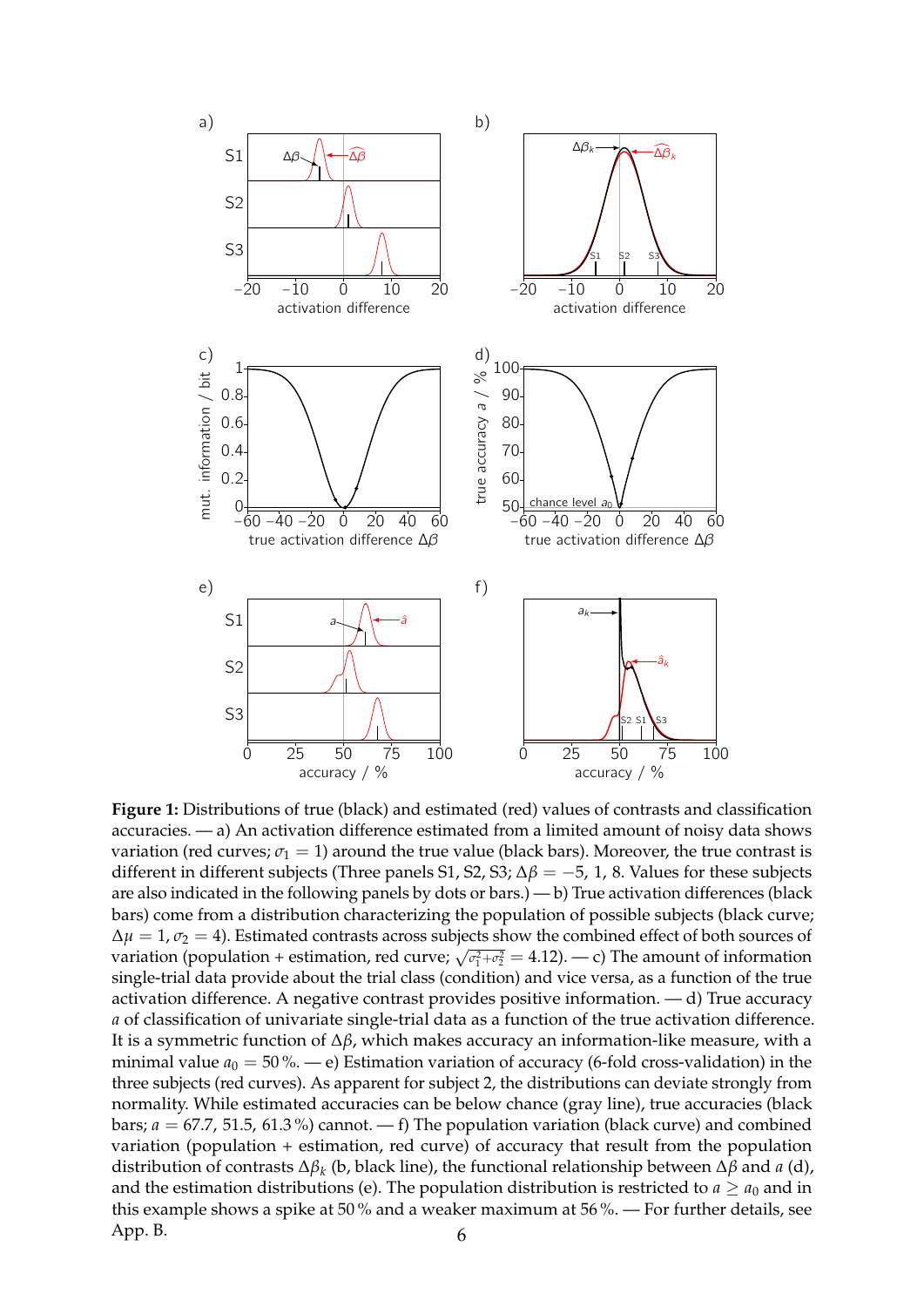**Figure 1:** Distributions of true (black) and estimated (red) values of contrasts and classification accuracies. — a) An activation difference estimated from a limited amount of noisy data shows variation (red curves; $\sigma_1 = 1$) around the true value (black bars). Moreover, the true contrast is different in different subjects (Three panels S1, S2, S3; $\Delta\beta = -5$, 1, 8. Values for these subjects are also indicated in the following panels by dots or bars.) — b) True activation differences (black bars) come from a distribution characterizing the population of possible subjects (black curve; $\Delta\mu = 1$, $\sigma_2 = 4$). Estimated contrasts across subjects show the combined effect of both sources of variation (population + estimation, red curve; $\sqrt{\sigma_1^2 + \sigma_2^2} = 4.12$). — c) The amount of information single-trial data provide about the trial class (condition) and vice versa, as a function of the true activation difference. A negative contrast provides positive information. — d) True accuracy $a$ of classification of univariate single-trial data as a function of the true activation difference. It is a symmetric function of $\Delta\beta$, which makes accuracy an information-like measure, with a minimal value $a_0 = 50\,\%$. — e) Estimation variation of accuracy (6-fold cross-validation) in the three subjects (red curves). As apparent for subject 2, the distributions can deviate strongly from normality. While estimated accuracies can be below chance (gray line), true accuracies (black bars; $a = 67.7$, 51.5, 61.3 %) cannot. — f) The population variation (black curve) and combined variation (population + estimation, red curve) of accuracy that result from the population distribution of contrasts $\Delta\beta_k$ (b, black line), the functional relationship between $\Delta\beta$ and $a$ (d), and the estimation distributions (e). The population distribution is restricted to $a \geq a_0$ and in this example shows a spike at 50 % and a weaker maximum at 56 %. — For further details, see App. B.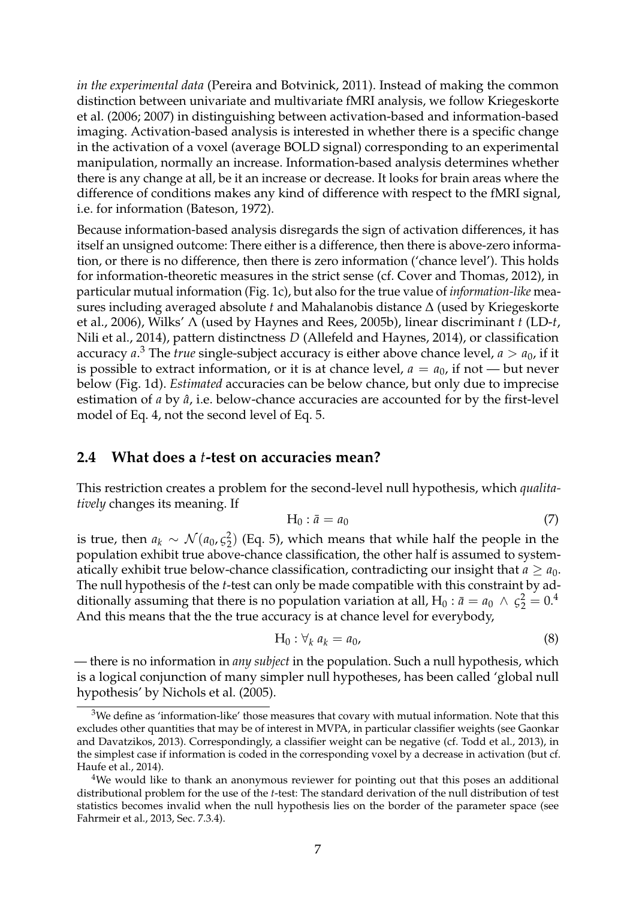*in the experimental data* (Pereira and Botvinick, 2011). Instead of making the common distinction between univariate and multivariate fMRI analysis, we follow Kriegeskorte et al. (2006; 2007) in distinguishing between activation-based and information-based imaging. Activation-based analysis is interested in whether there is a specific change in the activation of a voxel (average BOLD signal) corresponding to an experimental manipulation, normally an increase. Information-based analysis determines whether there is any change at all, be it an increase or decrease. It looks for brain areas where the difference of conditions makes any kind of difference with respect to the fMRI signal, i.e. for information (Bateson, 1972).

Because information-based analysis disregards the sign of activation differences, it has itself an unsigned outcome: There either is a difference, then there is above-zero information, or there is no difference, then there is zero information ('chance level'). This holds for information-theoretic measures in the strict sense (cf. Cover and Thomas, 2012), in particular mutual information (Fig. 1c), but also for the true value of *information-like* measures including averaged absolute $t$ and Mahalanobis distance $\Delta$ (used by Kriegeskorte et al., 2006), Wilks' $\Lambda$ (used by Haynes and Rees, 2005b), linear discriminant $t$ (LD-$t$, Nili et al., 2014), pattern distinctness $D$ (Allefeld and Haynes, 2014), or classification accuracy $a$.[3] The *true* single-subject accuracy is either above chance level, $a > a_0$, if it is possible to extract information, or it is at chance level, $a = a_0$, if not — but never below (Fig. 1d). *Estimated* accuracies can be below chance, but only due to imprecise estimation of $a$ by $\hat{a}$, i.e. below-chance accuracies are accounted for by the first-level model of Eq. 4, not the second level of Eq. 5.

## 2.4 What does a $t$-test on accuracies mean?

This restriction creates a problem for the second-level null hypothesis, which *qualitatively* changes its meaning. If

$$\mathrm{H}_0 : \bar{a} = a_0 \tag{7}$$

is true, then $a_k \sim \mathcal{N}(a_0, \varsigma_2^2)$ (Eq. 5), which means that while half the people in the population exhibit true above-chance classification, the other half is assumed to systematically exhibit true below-chance classification, contradicting our insight that $a \geq a_0$. The null hypothesis of the $t$-test can only be made compatible with this constraint by additionally assuming that there is no population variation at all, $\mathrm{H}_0 : \bar{a} = a_0 \;\wedge\; \varsigma_2^2 = 0$.[4] And this means that the the true accuracy is at chance level for everybody,

$$\mathrm{H}_0 : \forall_k \; a_k = a_0, \tag{8}$$

— there is no information in *any subject* in the population. Such a null hypothesis, which is a logical conjunction of many simpler null hypotheses, has been called 'global null hypothesis' by Nichols et al. (2005).

[3] We define as 'information-like' those measures that covary with mutual information. Note that this excludes other quantities that may be of interest in MVPA, in particular classifier weights (see Gaonkar and Davatzikos, 2013). Correspondingly, a classifier weight can be negative (cf. Todd et al., 2013), in the simplest case if information is coded in the corresponding voxel by a decrease in activation (but cf. Haufe et al., 2014).

[4] We would like to thank an anonymous reviewer for pointing out that this poses an additional distributional problem for the use of the $t$-test: The standard derivation of the null distribution of test statistics becomes invalid when the null hypothesis lies on the border of the parameter space (see Fahrmeir et al., 2013, Sec. 7.3.4).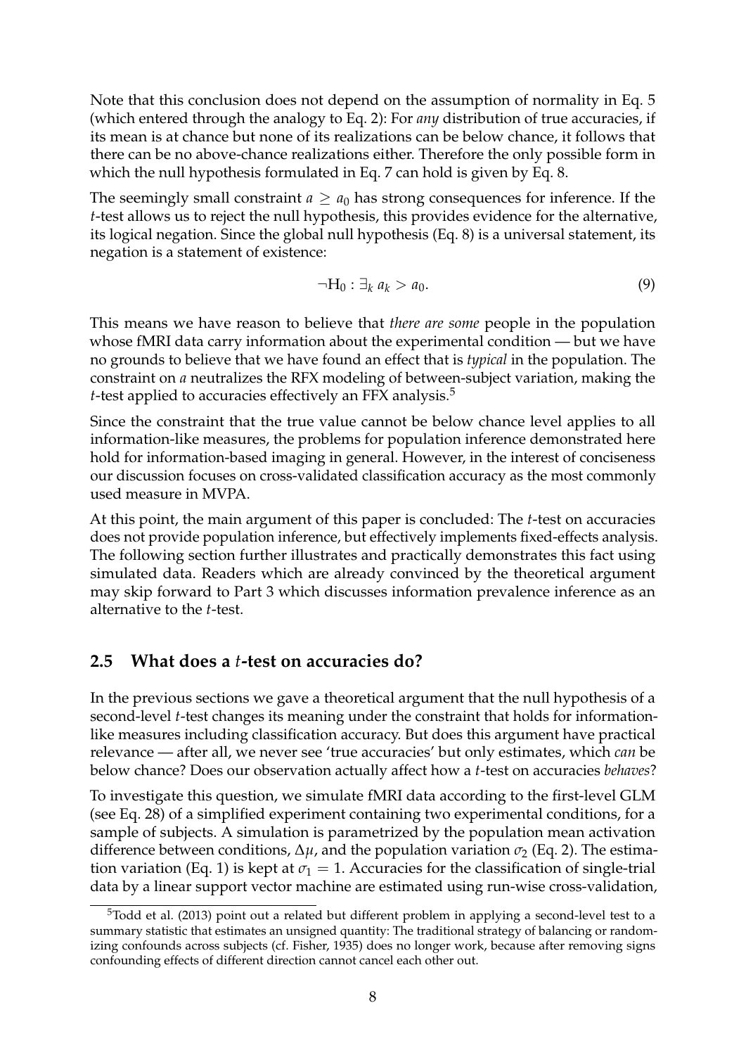Note that this conclusion does not depend on the assumption of normality in Eq. 5 (which entered through the analogy to Eq. 2): For *any* distribution of true accuracies, if its mean is at chance but none of its realizations can be below chance, it follows that there can be no above-chance realizations either. Therefore the only possible form in which the null hypothesis formulated in Eq. 7 can hold is given by Eq. 8.

The seemingly small constraint $a \geq a_0$ has strong consequences for inference. If the $t$-test allows us to reject the null hypothesis, this provides evidence for the alternative, its logical negation. Since the global null hypothesis (Eq. 8) is a universal statement, its negation is a statement of existence:

$$\neg \mathrm{H}_0 : \exists_k \, a_k > a_0. \tag{9}$$

This means we have reason to believe that *there are some* people in the population whose fMRI data carry information about the experimental condition — but we have no grounds to believe that we have found an effect that is *typical* in the population. The constraint on $a$ neutralizes the RFX modeling of between-subject variation, making the $t$-test applied to accuracies effectively an FFX analysis.[5]

Since the constraint that the true value cannot be below chance level applies to all information-like measures, the problems for population inference demonstrated here hold for information-based imaging in general. However, in the interest of conciseness our discussion focuses on cross-validated classification accuracy as the most commonly used measure in MVPA.

At this point, the main argument of this paper is concluded: The $t$-test on accuracies does not provide population inference, but effectively implements fixed-effects analysis. The following section further illustrates and practically demonstrates this fact using simulated data. Readers which are already convinced by the theoretical argument may skip forward to Part 3 which discusses information prevalence inference as an alternative to the $t$-test.

## 2.5 What does a $t$-test on accuracies do?

In the previous sections we gave a theoretical argument that the null hypothesis of a second-level $t$-test changes its meaning under the constraint that holds for information-like measures including classification accuracy. But does this argument have practical relevance — after all, we never see 'true accuracies' but only estimates, which *can* be below chance? Does our observation actually affect how a $t$-test on accuracies *behaves*?

To investigate this question, we simulate fMRI data according to the first-level GLM (see Eq. 28) of a simplified experiment containing two experimental conditions, for a sample of subjects. A simulation is parametrized by the population mean activation difference between conditions, $\Delta\mu$, and the population variation $\sigma_2$ (Eq. 2). The estimation variation (Eq. 1) is kept at $\sigma_1 = 1$. Accuracies for the classification of single-trial data by a linear support vector machine are estimated using run-wise cross-validation,

[5] Todd et al. (2013) point out a related but different problem in applying a second-level test to a summary statistic that estimates an unsigned quantity: The traditional strategy of balancing or randomizing confounds across subjects (cf. Fisher, 1935) does no longer work, because after removing signs confounding effects of different direction cannot cancel each other out.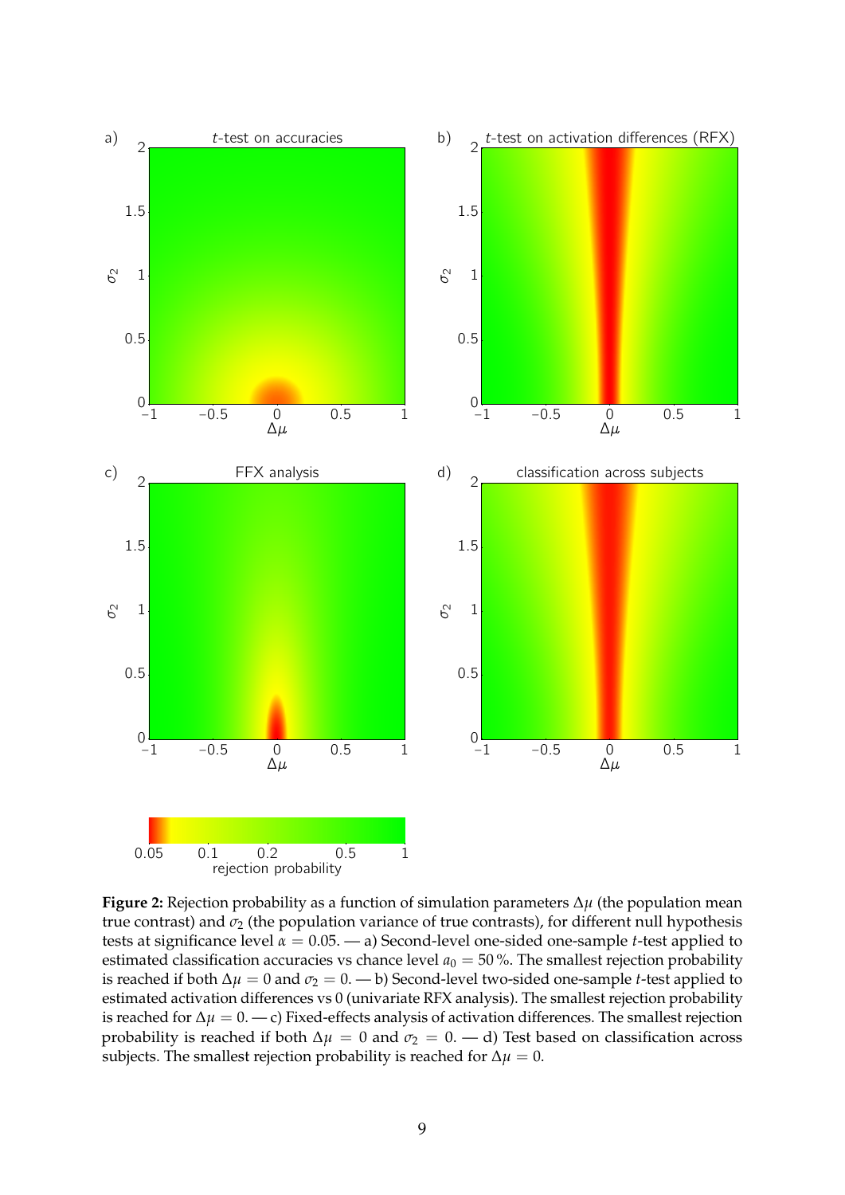**Figure 2:** Rejection probability as a function of simulation parameters $\Delta\mu$ (the population mean true contrast) and $\sigma_2$ (the population variance of true contrasts), for different null hypothesis tests at significance level $\alpha = 0.05$. — a) Second-level one-sided one-sample $t$-test applied to estimated classification accuracies vs chance level $a_0 = 50\,\%$. The smallest rejection probability is reached if both $\Delta\mu = 0$ and $\sigma_2 = 0$. — b) Second-level two-sided one-sample $t$-test applied to estimated activation differences vs 0 (univariate RFX analysis). The smallest rejection probability is reached for $\Delta\mu = 0$. — c) Fixed-effects analysis of activation differences. The smallest rejection probability is reached if both $\Delta\mu = 0$ and $\sigma_2 = 0$. — d) Test based on classification across subjects. The smallest rejection probability is reached for $\Delta\mu = 0$.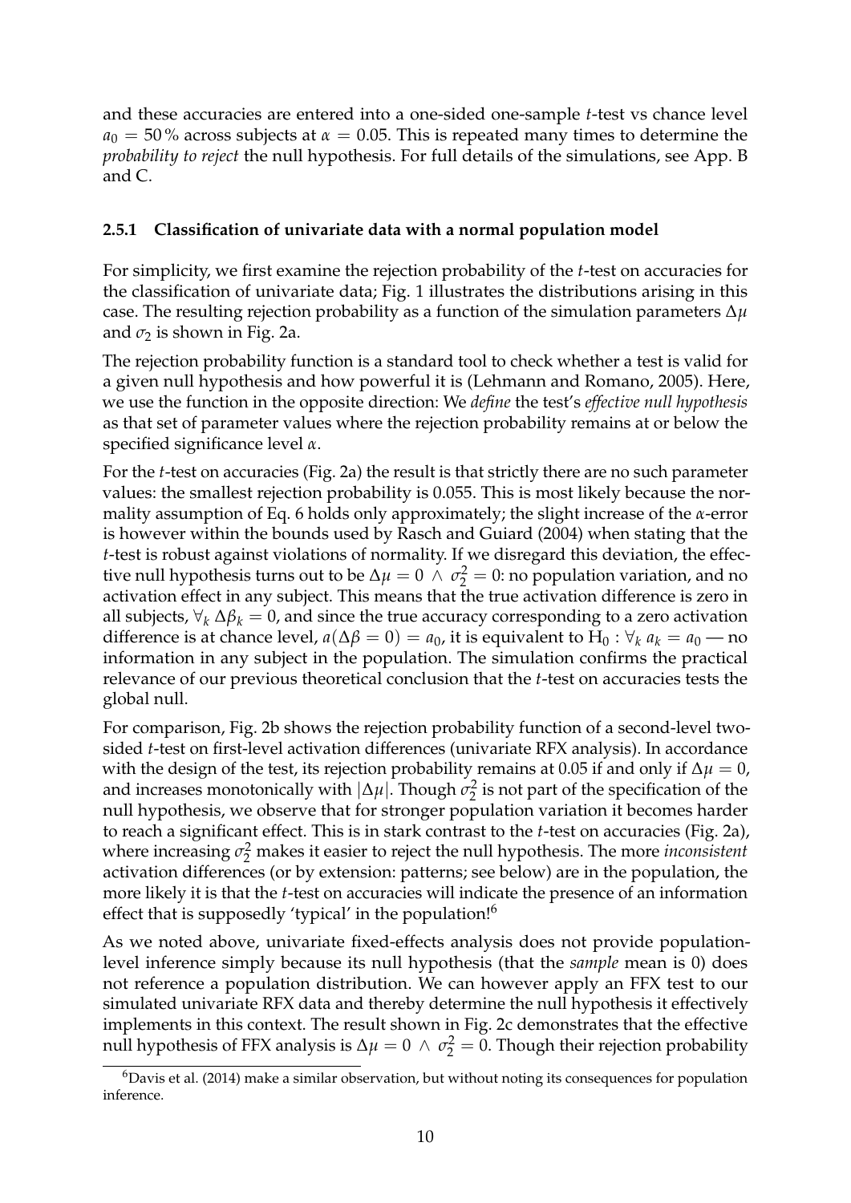and these accuracies are entered into a one-sided one-sample $t$-test vs chance level $a_0 = 50\,\%$ across subjects at $\alpha = 0.05$. This is repeated many times to determine the *probability to reject* the null hypothesis. For full details of the simulations, see App. B and C.

### 2.5.1 Classification of univariate data with a normal population model

For simplicity, we first examine the rejection probability of the $t$-test on accuracies for the classification of univariate data; Fig. 1 illustrates the distributions arising in this case. The resulting rejection probability as a function of the simulation parameters $\Delta\mu$ and $\sigma_2$ is shown in Fig. 2a.

The rejection probability function is a standard tool to check whether a test is valid for a given null hypothesis and how powerful it is (Lehmann and Romano, 2005). Here, we use the function in the opposite direction: We *define* the test's *effective null hypothesis* as that set of parameter values where the rejection probability remains at or below the specified significance level $\alpha$.

For the $t$-test on accuracies (Fig. 2a) the result is that strictly there are no such parameter values: the smallest rejection probability is 0.055. This is most likely because the normality assumption of Eq. 6 holds only approximately; the slight increase of the $\alpha$-error is however within the bounds used by Rasch and Guiard (2004) when stating that the $t$-test is robust against violations of normality. If we disregard this deviation, the effective null hypothesis turns out to be $\Delta\mu = 0 \,\wedge\, \sigma_2^2 = 0$: no population variation, and no activation effect in any subject. This means that the true activation difference is zero in all subjects, $\forall_k\, \Delta\beta_k = 0$, and since the true accuracy corresponding to a zero activation difference is at chance level, $a(\Delta\beta = 0) = a_0$, it is equivalent to $\mathrm{H}_0 : \forall_k\, a_k = a_0$ — no information in any subject in the population. The simulation confirms the practical relevance of our previous theoretical conclusion that the $t$-test on accuracies tests the global null.

For comparison, Fig. 2b shows the rejection probability function of a second-level two-sided $t$-test on first-level activation differences (univariate RFX analysis). In accordance with the design of the test, its rejection probability remains at 0.05 if and only if $\Delta\mu = 0$, and increases monotonically with $|\Delta\mu|$. Though $\sigma_2^2$ is not part of the specification of the null hypothesis, we observe that for stronger population variation it becomes harder to reach a significant effect. This is in stark contrast to the $t$-test on accuracies (Fig. 2a), where increasing $\sigma_2^2$ makes it easier to reject the null hypothesis. The more *inconsistent* activation differences (or by extension: patterns; see below) are in the population, the more likely it is that the $t$-test on accuracies will indicate the presence of an information effect that is supposedly 'typical' in the population![6]

As we noted above, univariate fixed-effects analysis does not provide population-level inference simply because its null hypothesis (that the *sample* mean is 0) does not reference a population distribution. We can however apply an FFX test to our simulated univariate RFX data and thereby determine the null hypothesis it effectively implements in this context. The result shown in Fig. 2c demonstrates that the effective null hypothesis of FFX analysis is $\Delta\mu = 0 \,\wedge\, \sigma_2^2 = 0$. Though their rejection probability

[6] Davis et al. (2014) make a similar observation, but without noting its consequences for population inference.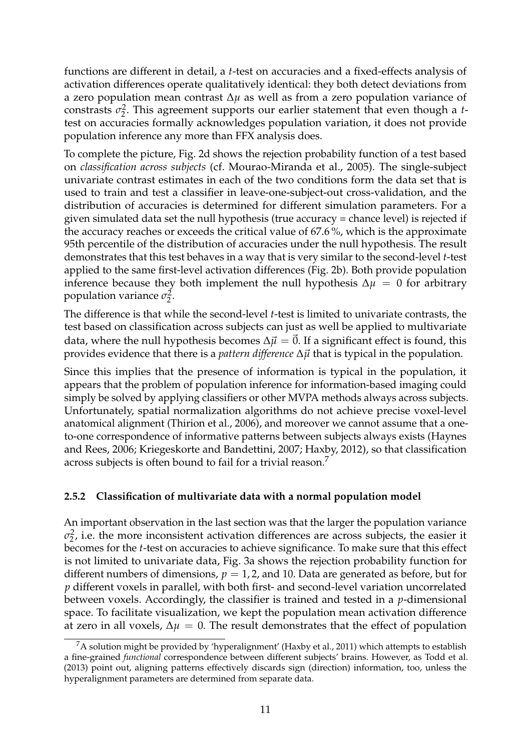functions are different in detail, a *t*-test on accuracies and a fixed-effects analysis of activation differences operate qualitatively identical: they both detect deviations from a zero population mean contrast $\Delta\mu$ as well as from a zero population variance of constrasts $\sigma_2^2$. This agreement supports our earlier statement that even though a *t*-test on accuracies formally acknowledges population variation, it does not provide population inference any more than FFX analysis does.

To complete the picture, Fig. 2d shows the rejection probability function of a test based on *classification across subjects* (cf. Mourao-Miranda et al., 2005). The single-subject univariate contrast estimates in each of the two conditions form the data set that is used to train and test a classifier in leave-one-subject-out cross-validation, and the distribution of accuracies is determined for different simulation parameters. For a given simulated data set the null hypothesis (true accuracy = chance level) is rejected if the accuracy reaches or exceeds the critical value of 67.6 %, which is the approximate 95th percentile of the distribution of accuracies under the null hypothesis. The result demonstrates that this test behaves in a way that is very similar to the second-level *t*-test applied to the same first-level activation differences (Fig. 2b). Both provide population inference because they both implement the null hypothesis $\Delta\mu = 0$ for arbitrary population variance $\sigma_2^2$.

The difference is that while the second-level *t*-test is limited to univariate contrasts, the test based on classification across subjects can just as well be applied to multivariate data, where the null hypothesis becomes $\Delta\vec{\mu} = \vec{0}$. If a significant effect is found, this provides evidence that there is a *pattern difference* $\Delta\vec{\mu}$ that is typical in the population.

Since this implies that the presence of information is typical in the population, it appears that the problem of population inference for information-based imaging could simply be solved by applying classifiers or other MVPA methods always across subjects. Unfortunately, spatial normalization algorithms do not achieve precise voxel-level anatomical alignment (Thirion et al., 2006), and moreover we cannot assume that a one-to-one correspondence of informative patterns between subjects always exists (Haynes and Rees, 2006; Kriegeskorte and Bandettini, 2007; Haxby, 2012), so that classification across subjects is often bound to fail for a trivial reason.[7]

### 2.5.2 Classification of multivariate data with a normal population model

An important observation in the last section was that the larger the population variance $\sigma_2^2$, i.e. the more inconsistent activation differences are across subjects, the easier it becomes for the *t*-test on accuracies to achieve significance. To make sure that this effect is not limited to univariate data, Fig. 3a shows the rejection probability function for different numbers of dimensions, $p = 1, 2$, and 10. Data are generated as before, but for $p$ different voxels in parallel, with both first- and second-level variation uncorrelated between voxels. Accordingly, the classifier is trained and tested in a $p$-dimensional space. To facilitate visualization, we kept the population mean activation difference at zero in all voxels, $\Delta\mu = 0$. The result demonstrates that the effect of population

[7] A solution might be provided by 'hyperalignment' (Haxby et al., 2011) which attempts to establish a fine-grained *functional* correspondence between different subjects' brains. However, as Todd et al. (2013) point out, aligning patterns effectively discards sign (direction) information, too, unless the hyperalignment parameters are determined from separate data.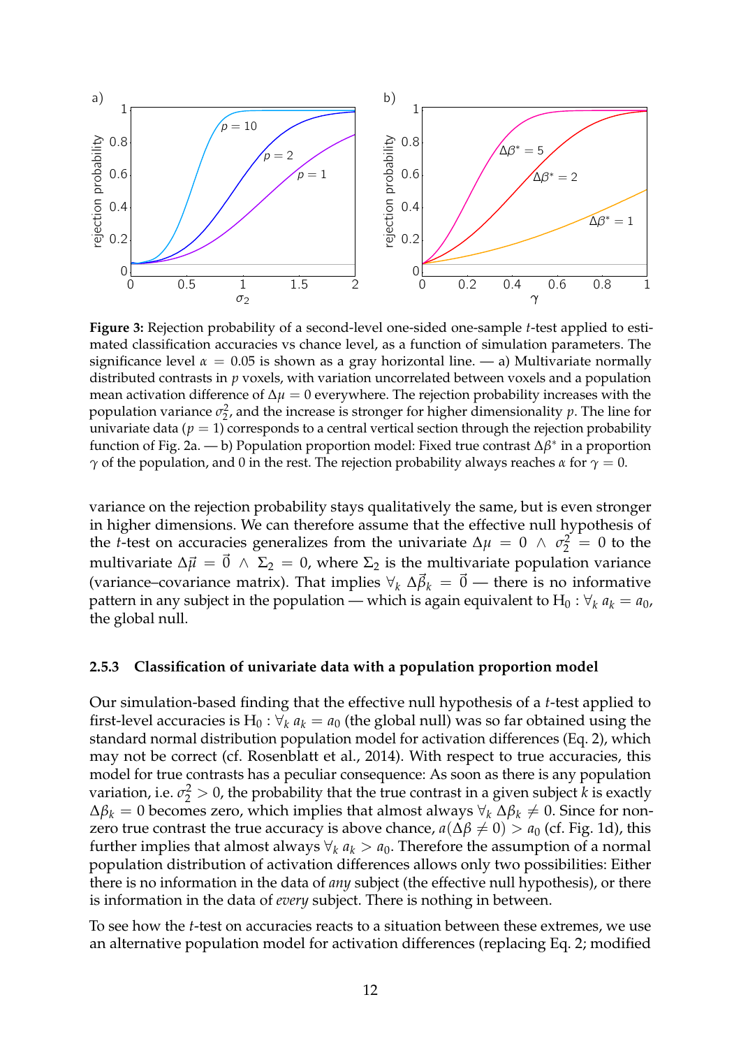**Figure 3:** Rejection probability of a second-level one-sided one-sample $t$-test applied to estimated classification accuracies vs chance level, as a function of simulation parameters. The significance level $\alpha = 0.05$ is shown as a gray horizontal line. — a) Multivariate normally distributed contrasts in $p$ voxels, with variation uncorrelated between voxels and a population mean activation difference of $\Delta\mu = 0$ everywhere. The rejection probability increases with the population variance $\sigma_2^2$, and the increase is stronger for higher dimensionality $p$. The line for univariate data ($p = 1$) corresponds to a central vertical section through the rejection probability function of Fig. 2a. — b) Population proportion model: Fixed true contrast $\Delta\beta^*$ in a proportion $\gamma$ of the population, and 0 in the rest. The rejection probability always reaches $\alpha$ for $\gamma = 0$.

variance on the rejection probability stays qualitatively the same, but is even stronger in higher dimensions. We can therefore assume that the effective null hypothesis of the $t$-test on accuracies generalizes from the univariate $\Delta\mu = 0 \wedge \sigma_2^2 = 0$ to the multivariate $\Delta\vec{\mu} = \vec{0} \wedge \Sigma_2 = 0$, where $\Sigma_2$ is the multivariate population variance (variance–covariance matrix). That implies $\forall_k \; \Delta\vec{\beta}_k = \vec{0}$ — there is no informative pattern in any subject in the population — which is again equivalent to $H_0 : \forall_k \; a_k = a_0$, the global null.

### 2.5.3 Classification of univariate data with a population proportion model

Our simulation-based finding that the effective null hypothesis of a $t$-test applied to first-level accuracies is $H_0 : \forall_k \; a_k = a_0$ (the global null) was so far obtained using the standard normal distribution population model for activation differences (Eq. 2), which may not be correct (cf. Rosenblatt et al., 2014). With respect to true accuracies, this model for true contrasts has a peculiar consequence: As soon as there is any population variation, i.e. $\sigma_2^2 > 0$, the probability that the true contrast in a given subject $k$ is exactly $\Delta\beta_k = 0$ becomes zero, which implies that almost always $\forall_k \; \Delta\beta_k \neq 0$. Since for non-zero true contrast the true accuracy is above chance, $a(\Delta\beta \neq 0) > a_0$ (cf. Fig. 1d), this further implies that almost always $\forall_k \; a_k > a_0$. Therefore the assumption of a normal population distribution of activation differences allows only two possibilities: Either there is no information in the data of *any* subject (the effective null hypothesis), or there is information in the data of *every* subject. There is nothing in between.

To see how the $t$-test on accuracies reacts to a situation between these extremes, we use an alternative population model for activation differences (replacing Eq. 2; modified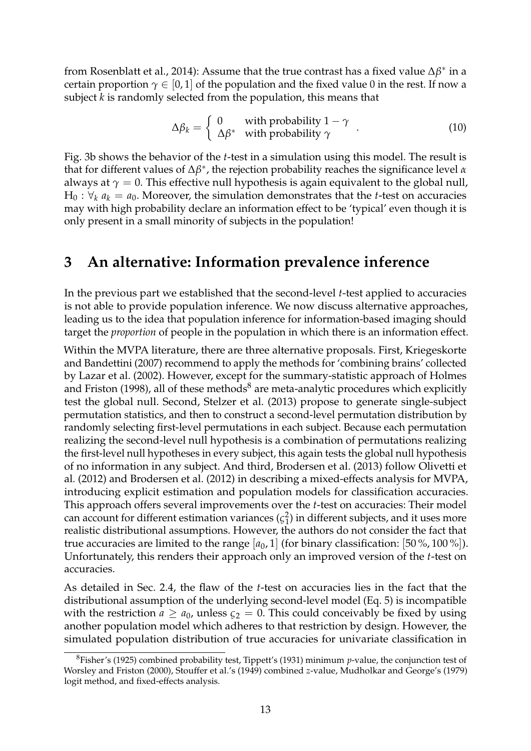from Rosenblatt et al., 2014): Assume that the true contrast has a fixed value $\Delta\beta^*$ in a certain proportion $\gamma \in [0, 1]$ of the population and the fixed value 0 in the rest. If now a subject $k$ is randomly selected from the population, this means that

$$\Delta\beta_k = \begin{cases} 0 & \text{with probability } 1 - \gamma \\ \Delta\beta^* & \text{with probability } \gamma \end{cases} . \tag{10}$$

Fig. 3b shows the behavior of the $t$-test in a simulation using this model. The result is that for different values of $\Delta\beta^*$, the rejection probability reaches the significance level $\alpha$ always at $\gamma = 0$. This effective null hypothesis is again equivalent to the global null, $\mathrm{H}_0 : \forall_k \; a_k = a_0$. Moreover, the simulation demonstrates that the $t$-test on accuracies may with high probability declare an information effect to be 'typical' even though it is only present in a small minority of subjects in the population!

# 3 An alternative: Information prevalence inference

In the previous part we established that the second-level $t$-test applied to accuracies is not able to provide population inference. We now discuss alternative approaches, leading us to the idea that population inference for information-based imaging should target the *proportion* of people in the population in which there is an information effect.

Within the MVPA literature, there are three alternative proposals. First, Kriegeskorte and Bandettini (2007) recommend to apply the methods for 'combining brains' collected by Lazar et al. (2002). However, except for the summary-statistic approach of Holmes and Friston (1998), all of these methods[8] are meta-analytic procedures which explicitly test the global null. Second, Stelzer et al. (2013) propose to generate single-subject permutation statistics, and then to construct a second-level permutation distribution by randomly selecting first-level permutations in each subject. Because each permutation realizing the second-level null hypothesis is a combination of permutations realizing the first-level null hypotheses in every subject, this again tests the global null hypothesis of no information in any subject. And third, Brodersen et al. (2013) follow Olivetti et al. (2012) and Brodersen et al. (2012) in describing a mixed-effects analysis for MVPA, introducing explicit estimation and population models for classification accuracies. This approach offers several improvements over the $t$-test on accuracies: Their model can account for different estimation variances ($\varsigma_1^2$) in different subjects, and it uses more realistic distributional assumptions. However, the authors do not consider the fact that true accuracies are limited to the range $[a_0, 1]$ (for binary classification: $[50\,\%, 100\,\%]$). Unfortunately, this renders their approach only an improved version of the $t$-test on accuracies.

As detailed in Sec. 2.4, the flaw of the $t$-test on accuracies lies in the fact that the distributional assumption of the underlying second-level model (Eq. 5) is incompatible with the restriction $a \geq a_0$, unless $\varsigma_2 = 0$. This could conceivably be fixed by using another population model which adheres to that restriction by design. However, the simulated population distribution of true accuracies for univariate classification in

[8] Fisher's (1925) combined probability test, Tippett's (1931) minimum $p$-value, the conjunction test of Worsley and Friston (2000), Stouffer et al.'s (1949) combined $z$-value, Mudholkar and George's (1979) logit method, and fixed-effects analysis.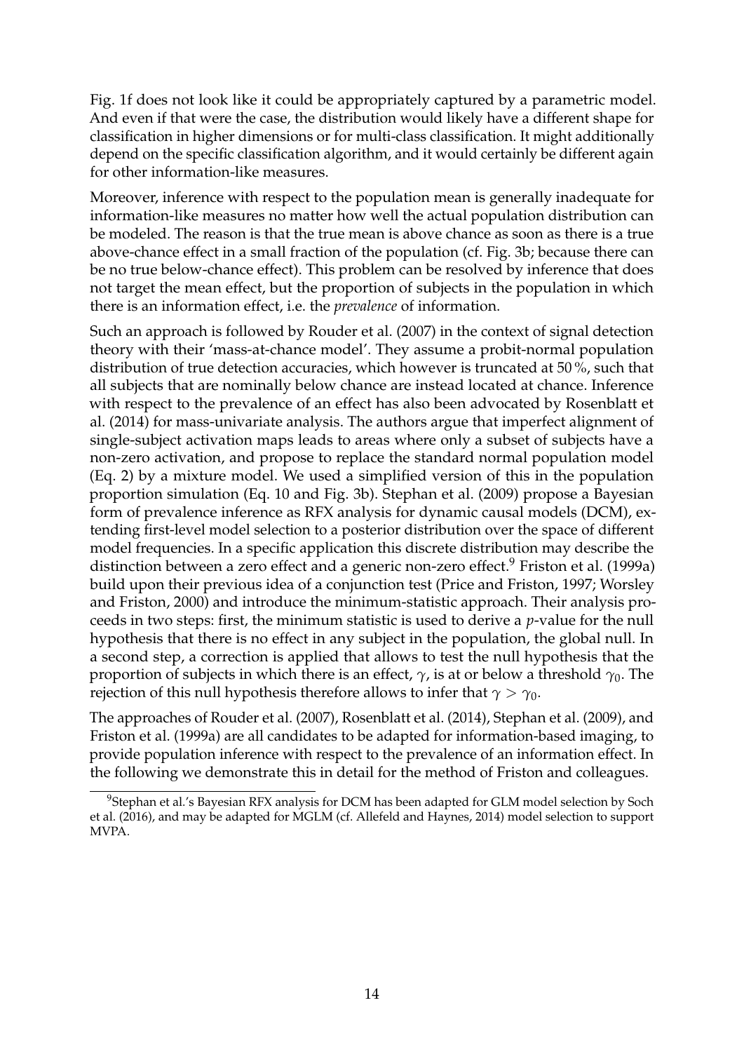Fig. 1f does not look like it could be appropriately captured by a parametric model. And even if that were the case, the distribution would likely have a different shape for classification in higher dimensions or for multi-class classification. It might additionally depend on the specific classification algorithm, and it would certainly be different again for other information-like measures.

Moreover, inference with respect to the population mean is generally inadequate for information-like measures no matter how well the actual population distribution can be modeled. The reason is that the true mean is above chance as soon as there is a true above-chance effect in a small fraction of the population (cf. Fig. 3b; because there can be no true below-chance effect). This problem can be resolved by inference that does not target the mean effect, but the proportion of subjects in the population in which there is an information effect, i.e. the *prevalence* of information.

Such an approach is followed by Rouder et al. (2007) in the context of signal detection theory with their 'mass-at-chance model'. They assume a probit-normal population distribution of true detection accuracies, which however is truncated at 50 %, such that all subjects that are nominally below chance are instead located at chance. Inference with respect to the prevalence of an effect has also been advocated by Rosenblatt et al. (2014) for mass-univariate analysis. The authors argue that imperfect alignment of single-subject activation maps leads to areas where only a subset of subjects have a non-zero activation, and propose to replace the standard normal population model (Eq. 2) by a mixture model. We used a simplified version of this in the population proportion simulation (Eq. 10 and Fig. 3b). Stephan et al. (2009) propose a Bayesian form of prevalence inference as RFX analysis for dynamic causal models (DCM), extending first-level model selection to a posterior distribution over the space of different model frequencies. In a specific application this discrete distribution may describe the distinction between a zero effect and a generic non-zero effect.[9] Friston et al. (1999a) build upon their previous idea of a conjunction test (Price and Friston, 1997; Worsley and Friston, 2000) and introduce the minimum-statistic approach. Their analysis proceeds in two steps: first, the minimum statistic is used to derive a $p$-value for the null hypothesis that there is no effect in any subject in the population, the global null. In a second step, a correction is applied that allows to test the null hypothesis that the proportion of subjects in which there is an effect, $\gamma$, is at or below a threshold $\gamma_0$. The rejection of this null hypothesis therefore allows to infer that $\gamma > \gamma_0$.

The approaches of Rouder et al. (2007), Rosenblatt et al. (2014), Stephan et al. (2009), and Friston et al. (1999a) are all candidates to be adapted for information-based imaging, to provide population inference with respect to the prevalence of an information effect. In the following we demonstrate this in detail for the method of Friston and colleagues.

[9] Stephan et al.'s Bayesian RFX analysis for DCM has been adapted for GLM model selection by Soch et al. (2016), and may be adapted for MGLM (cf. Allefeld and Haynes, 2014) model selection to support MVPA.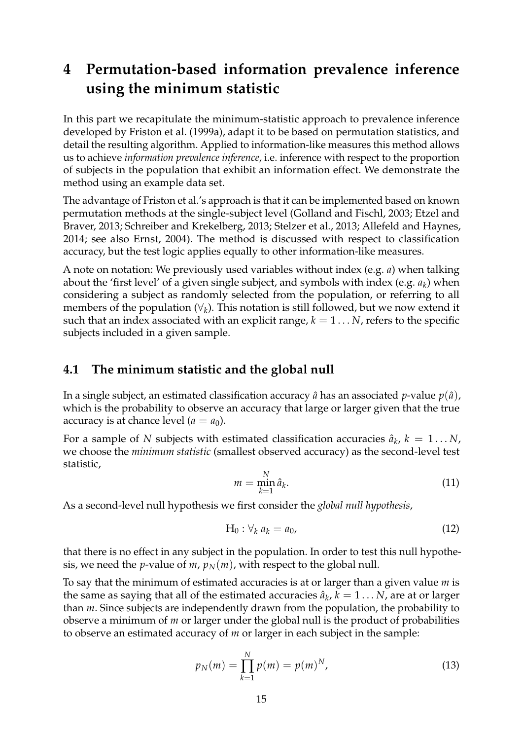# 4 Permutation-based information prevalence inference using the minimum statistic

In this part we recapitulate the minimum-statistic approach to prevalence inference developed by Friston et al. (1999a), adapt it to be based on permutation statistics, and detail the resulting algorithm. Applied to information-like measures this method allows us to achieve *information prevalence inference*, i.e. inference with respect to the proportion of subjects in the population that exhibit an information effect. We demonstrate the method using an example data set.

The advantage of Friston et al.'s approach is that it can be implemented based on known permutation methods at the single-subject level (Golland and Fischl, 2003; Etzel and Braver, 2013; Schreiber and Krekelberg, 2013; Stelzer et al., 2013; Allefeld and Haynes, 2014; see also Ernst, 2004). The method is discussed with respect to classification accuracy, but the test logic applies equally to other information-like measures.

A note on notation: We previously used variables without index (e.g. $a$) when talking about the 'first level' of a given single subject, and symbols with index (e.g. $a_k$) when considering a subject as randomly selected from the population, or referring to all members of the population ($\forall_k$). This notation is still followed, but we now extend it such that an index associated with an explicit range, $k = 1 \ldots N$, refers to the specific subjects included in a given sample.

## 4.1 The minimum statistic and the global null

In a single subject, an estimated classification accuracy $\hat{a}$ has an associated $p$-value $p(\hat{a})$, which is the probability to observe an accuracy that large or larger given that the true accuracy is at chance level ($a = a_0$).

For a sample of $N$ subjects with estimated classification accuracies $\hat{a}_k$, $k = 1 \ldots N$, we choose the *minimum statistic* (smallest observed accuracy) as the second-level test statistic,

$$m = \min_{k=1}^{N} \hat{a}_k. \tag{11}$$

As a second-level null hypothesis we first consider the *global null hypothesis*,

$$\mathrm{H}_0 : \forall_k \; a_k = a_0, \tag{12}$$

that there is no effect in any subject in the population. In order to test this null hypothesis, we need the $p$-value of $m$, $p_N(m)$, with respect to the global null.

To say that the minimum of estimated accuracies is at or larger than a given value $m$ is the same as saying that all of the estimated accuracies $\hat{a}_k$, $k = 1 \ldots N$, are at or larger than $m$. Since subjects are independently drawn from the population, the probability to observe a minimum of $m$ or larger under the global null is the product of probabilities to observe an estimated accuracy of $m$ or larger in each subject in the sample:

$$p_N(m) = \prod_{k=1}^{N} p(m) = p(m)^N, \tag{13}$$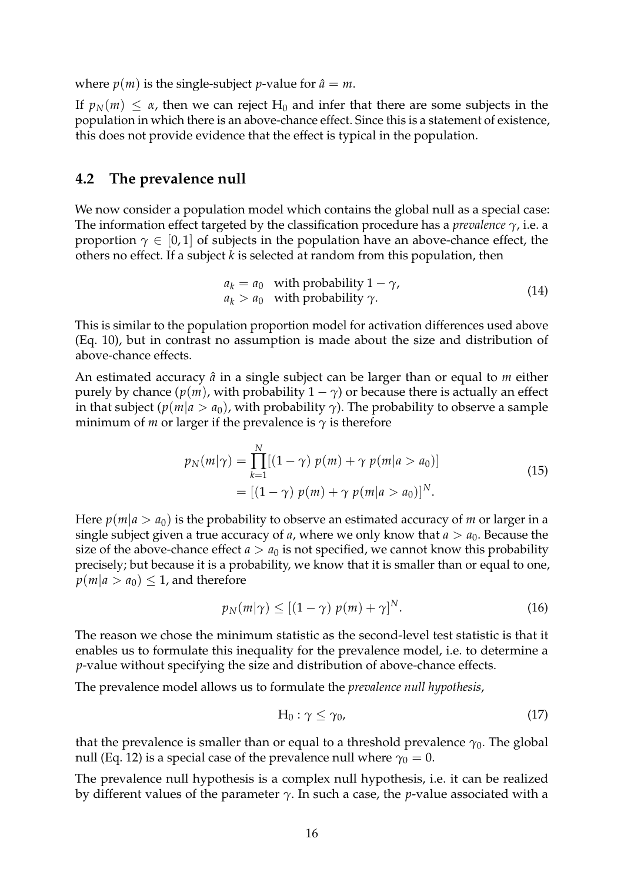where $p(m)$ is the single-subject $p$-value for $\hat{a} = m$.

If $p_N(m) \leq \alpha$, then we can reject $\text{H}_0$ and infer that there are some subjects in the population in which there is an above-chance effect. Since this is a statement of existence, this does not provide evidence that the effect is typical in the population.

## 4.2 The prevalence null

We now consider a population model which contains the global null as a special case: The information effect targeted by the classification procedure has a *prevalence* $\gamma$, i.e. a proportion $\gamma \in [0, 1]$ of subjects in the population have an above-chance effect, the others no effect. If a subject $k$ is selected at random from this population, then

$$
\begin{aligned}
a_k &= a_0 \quad \text{with probability } 1 - \gamma, \\
a_k &> a_0 \quad \text{with probability } \gamma.
\end{aligned}
\tag{14}
$$

This is similar to the population proportion model for activation differences used above (Eq. 10), but in contrast no assumption is made about the size and distribution of above-chance effects.

An estimated accuracy $\hat{a}$ in a single subject can be larger than or equal to $m$ either purely by chance ($p(m)$, with probability $1 - \gamma$) or because there is actually an effect in that subject ($p(m|a > a_0)$, with probability $\gamma$). The probability to observe a sample minimum of $m$ or larger if the prevalence is $\gamma$ is therefore

$$
\begin{aligned}
p_N(m|\gamma) &= \prod_{k=1}^{N} [(1 - \gamma)\ p(m) + \gamma\ p(m|a > a_0)] \\
&= [(1 - \gamma)\ p(m) + \gamma\ p(m|a > a_0)]^N.
\end{aligned}
\tag{15}
$$

Here $p(m|a > a_0)$ is the probability to observe an estimated accuracy of $m$ or larger in a single subject given a true accuracy of $a$, where we only know that $a > a_0$. Because the size of the above-chance effect $a > a_0$ is not specified, we cannot know this probability precisely; but because it is a probability, we know that it is smaller than or equal to one, $p(m|a > a_0) \leq 1$, and therefore

$$
p_N(m|\gamma) \leq [(1 - \gamma)\ p(m) + \gamma]^N.
\tag{16}
$$

The reason we chose the minimum statistic as the second-level test statistic is that it enables us to formulate this inequality for the prevalence model, i.e. to determine a $p$-value without specifying the size and distribution of above-chance effects.

The prevalence model allows us to formulate the *prevalence null hypothesis*,

$$
\text{H}_0 : \gamma \leq \gamma_0,
\tag{17}
$$

that the prevalence is smaller than or equal to a threshold prevalence $\gamma_0$. The global null (Eq. 12) is a special case of the prevalence null where $\gamma_0 = 0$.

The prevalence null hypothesis is a complex null hypothesis, i.e. it can be realized by different values of the parameter $\gamma$. In such a case, the $p$-value associated with a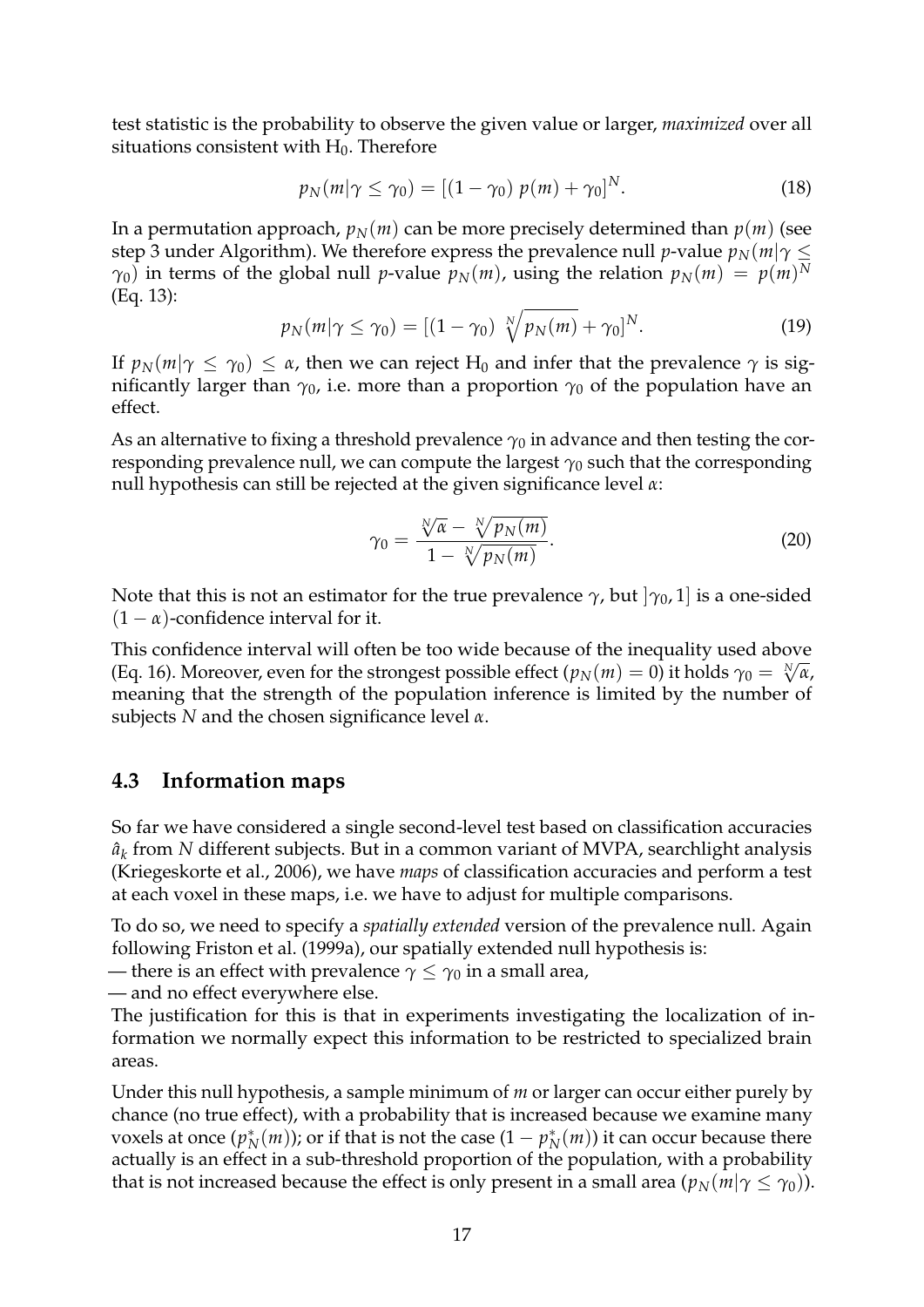test statistic is the probability to observe the given value or larger, *maximized* over all situations consistent with $H_0$. Therefore

$$p_N(m|\gamma \leq \gamma_0) = [(1 - \gamma_0)\ p(m) + \gamma_0]^N. \tag{18}$$

In a permutation approach, $p_N(m)$ can be more precisely determined than $p(m)$ (see step 3 under Algorithm). We therefore express the prevalence null $p$-value $p_N(m|\gamma \leq \gamma_0)$ in terms of the global null $p$-value $p_N(m)$, using the relation $p_N(m) = p(m)^N$ (Eq. 13):

$$p_N(m|\gamma \leq \gamma_0) = [(1 - \gamma_0)\ \sqrt[N]{p_N(m)} + \gamma_0]^N. \tag{19}$$

If $p_N(m|\gamma \leq \gamma_0) \leq \alpha$, then we can reject $H_0$ and infer that the prevalence $\gamma$ is significantly larger than $\gamma_0$, i.e. more than a proportion $\gamma_0$ of the population have an effect.

As an alternative to fixing a threshold prevalence $\gamma_0$ in advance and then testing the corresponding prevalence null, we can compute the largest $\gamma_0$ such that the corresponding null hypothesis can still be rejected at the given significance level $\alpha$:

$$\gamma_0 = \frac{\sqrt[N]{\alpha} - \sqrt[N]{p_N(m)}}{1 - \sqrt[N]{p_N(m)}}. \tag{20}$$

Note that this is not an estimator for the true prevalence $\gamma$, but $]\gamma_0, 1]$ is a one-sided $(1 - \alpha)$-confidence interval for it.

This confidence interval will often be too wide because of the inequality used above (Eq. 16). Moreover, even for the strongest possible effect ($p_N(m) = 0$) it holds $\gamma_0 = \sqrt[N]{\alpha}$, meaning that the strength of the population inference is limited by the number of subjects $N$ and the chosen significance level $\alpha$.

## 4.3 Information maps

So far we have considered a single second-level test based on classification accuracies $\hat{a}_k$ from $N$ different subjects. But in a common variant of MVPA, searchlight analysis (Kriegeskorte et al., 2006), we have *maps* of classification accuracies and perform a test at each voxel in these maps, i.e. we have to adjust for multiple comparisons.

To do so, we need to specify a *spatially extended* version of the prevalence null. Again following Friston et al. (1999a), our spatially extended null hypothesis is:
— there is an effect with prevalence $\gamma \leq \gamma_0$ in a small area,
— and no effect everywhere else.
The justification for this is that in experiments investigating the localization of information we normally expect this information to be restricted to specialized brain areas.

Under this null hypothesis, a sample minimum of $m$ or larger can occur either purely by chance (no true effect), with a probability that is increased because we examine many voxels at once ($p_N^*(m)$); or if that is not the case ($1 - p_N^*(m)$) it can occur because there actually is an effect in a sub-threshold proportion of the population, with a probability that is not increased because the effect is only present in a small area ($p_N(m|\gamma \leq \gamma_0)$).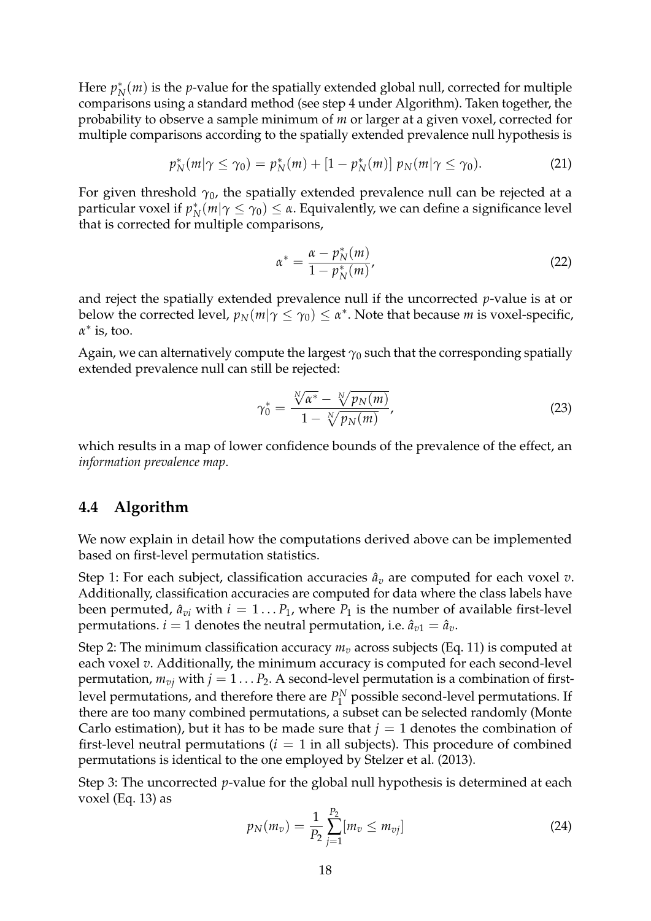Here $p_N^*(m)$ is the $p$-value for the spatially extended global null, corrected for multiple comparisons using a standard method (see step 4 under Algorithm). Taken together, the probability to observe a sample minimum of $m$ or larger at a given voxel, corrected for multiple comparisons according to the spatially extended prevalence null hypothesis is

$$p_N^*(m|\gamma \leq \gamma_0) = p_N^*(m) + [1 - p_N^*(m)] \; p_N(m|\gamma \leq \gamma_0). \tag{21}$$

For given threshold $\gamma_0$, the spatially extended prevalence null can be rejected at a particular voxel if $p_N^*(m|\gamma \leq \gamma_0) \leq \alpha$. Equivalently, we can define a significance level that is corrected for multiple comparisons,

$$\alpha^* = \frac{\alpha - p_N^*(m)}{1 - p_N^*(m)}, \tag{22}$$

and reject the spatially extended prevalence null if the uncorrected $p$-value is at or below the corrected level, $p_N(m|\gamma \leq \gamma_0) \leq \alpha^*$. Note that because $m$ is voxel-specific, $\alpha^*$ is, too.

Again, we can alternatively compute the largest $\gamma_0$ such that the corresponding spatially extended prevalence null can still be rejected:

$$\gamma_0^* = \frac{\sqrt[N]{\alpha^*} - \sqrt[N]{p_N(m)}}{1 - \sqrt[N]{p_N(m)}}, \tag{23}$$

which results in a map of lower confidence bounds of the prevalence of the effect, an *information prevalence map*.

## 4.4 Algorithm

We now explain in detail how the computations derived above can be implemented based on first-level permutation statistics.

Step 1: For each subject, classification accuracies $\hat{a}_v$ are computed for each voxel $v$. Additionally, classification accuracies are computed for data where the class labels have been permuted, $\hat{a}_{vi}$ with $i = 1 \ldots P_1$, where $P_1$ is the number of available first-level permutations. $i = 1$ denotes the neutral permutation, i.e. $\hat{a}_{v1} = \hat{a}_v$.

Step 2: The minimum classification accuracy $m_v$ across subjects (Eq. 11) is computed at each voxel $v$. Additionally, the minimum accuracy is computed for each second-level permutation, $m_{vj}$ with $j = 1 \ldots P_2$. A second-level permutation is a combination of first-level permutations, and therefore there are $P_1^N$ possible second-level permutations. If there are too many combined permutations, a subset can be selected randomly (Monte Carlo estimation), but it has to be made sure that $j = 1$ denotes the combination of first-level neutral permutations ($i = 1$ in all subjects). This procedure of combined permutations is identical to the one employed by Stelzer et al. (2013).

Step 3: The uncorrected $p$-value for the global null hypothesis is determined at each voxel (Eq. 13) as

$$p_N(m_v) = \frac{1}{P_2} \sum_{j=1}^{P_2} [m_v \leq m_{vj}] \tag{24}$$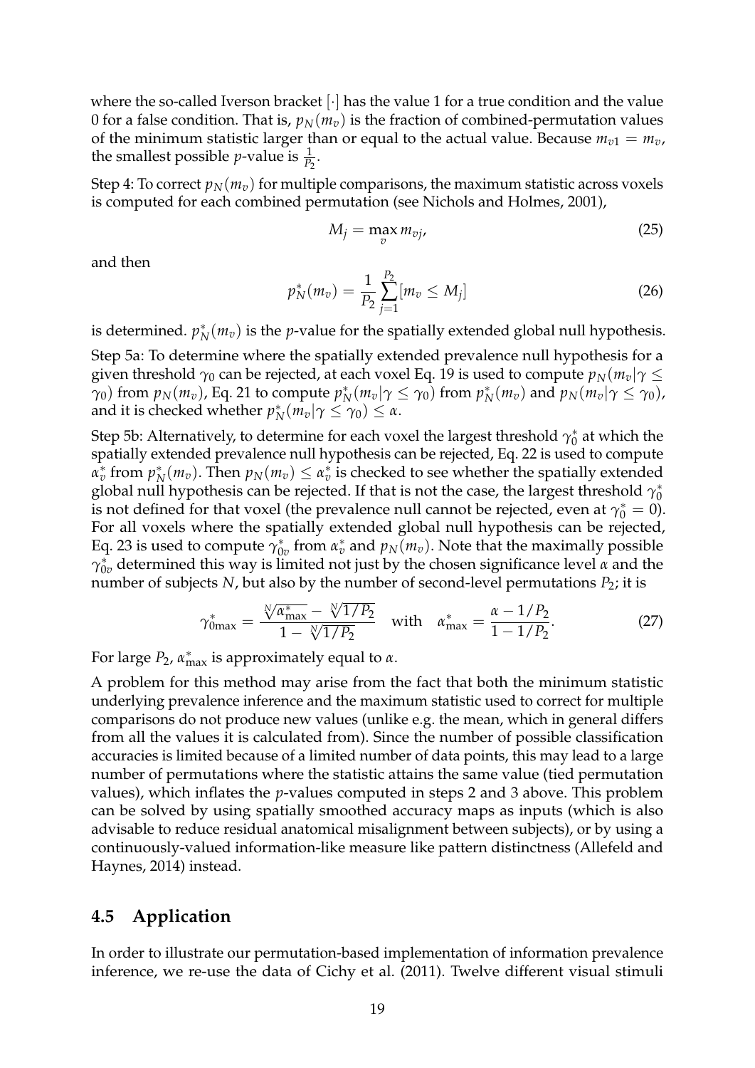where the so-called Iverson bracket $[\cdot]$ has the value 1 for a true condition and the value 0 for a false condition. That is, $p_N(m_v)$ is the fraction of combined-permutation values of the minimum statistic larger than or equal to the actual value. Because $m_{v1} = m_v$, the smallest possible $p$-value is $\frac{1}{P_2}$.

Step 4: To correct $p_N(m_v)$ for multiple comparisons, the maximum statistic across voxels is computed for each combined permutation (see Nichols and Holmes, 2001),

$$M_j = \max_v m_{vj}, \tag{25}$$

and then

$$p_N^*(m_v) = \frac{1}{P_2} \sum_{j=1}^{P_2} [m_v \leq M_j] \tag{26}$$

is determined. $p_N^*(m_v)$ is the $p$-value for the spatially extended global null hypothesis.

Step 5a: To determine where the spatially extended prevalence null hypothesis for a given threshold $\gamma_0$ can be rejected, at each voxel Eq. 19 is used to compute $p_N(m_v|\gamma \leq \gamma_0)$ from $p_N(m_v)$, Eq. 21 to compute $p_N^*(m_v|\gamma \leq \gamma_0)$ from $p_N^*(m_v)$ and $p_N(m_v|\gamma \leq \gamma_0)$, and it is checked whether $p_N^*(m_v|\gamma \leq \gamma_0) \leq \alpha$.

Step 5b: Alternatively, to determine for each voxel the largest threshold $\gamma_0^*$ at which the spatially extended prevalence null hypothesis can be rejected, Eq. 22 is used to compute $\alpha_v^*$ from $p_N^*(m_v)$. Then $p_N(m_v) \leq \alpha_v^*$ is checked to see whether the spatially extended global null hypothesis can be rejected. If that is not the case, the largest threshold $\gamma_0^*$ is not defined for that voxel (the prevalence null cannot be rejected, even at $\gamma_0^* = 0$). For all voxels where the spatially extended global null hypothesis can be rejected, Eq. 23 is used to compute $\gamma_{0v}^*$ from $\alpha_v^*$ and $p_N(m_v)$. Note that the maximally possible $\gamma_{0v}^*$ determined this way is limited not just by the chosen significance level $\alpha$ and the number of subjects $N$, but also by the number of second-level permutations $P_2$; it is

$$\gamma_{0\text{max}}^* = \frac{\sqrt[N]{\alpha_{\text{max}}^*} - \sqrt[N]{1/P_2}}{1 - \sqrt[N]{1/P_2}} \quad \text{with} \quad \alpha_{\text{max}}^* = \frac{\alpha - 1/P_2}{1 - 1/P_2}. \tag{27}$$

For large $P_2$, $\alpha_{\text{max}}^*$ is approximately equal to $\alpha$.

A problem for this method may arise from the fact that both the minimum statistic underlying prevalence inference and the maximum statistic used to correct for multiple comparisons do not produce new values (unlike e.g. the mean, which in general differs from all the values it is calculated from). Since the number of possible classification accuracies is limited because of a limited number of data points, this may lead to a large number of permutations where the statistic attains the same value (tied permutation values), which inflates the $p$-values computed in steps 2 and 3 above. This problem can be solved by using spatially smoothed accuracy maps as inputs (which is also advisable to reduce residual anatomical misalignment between subjects), or by using a continuously-valued information-like measure like pattern distinctness (Allefeld and Haynes, 2014) instead.

## 4.5 Application

In order to illustrate our permutation-based implementation of information prevalence inference, we re-use the data of Cichy et al. (2011). Twelve different visual stimuli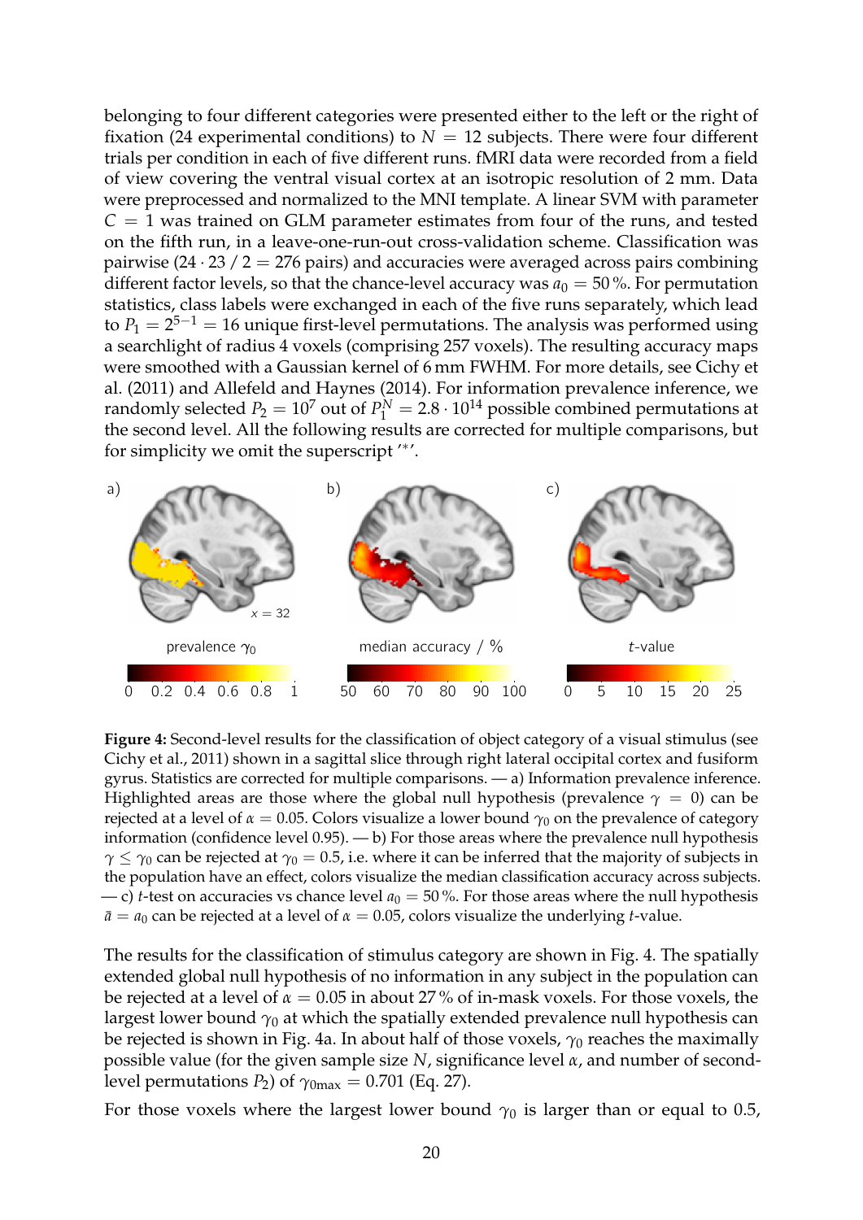belonging to four different categories were presented either to the left or the right of fixation (24 experimental conditions) to $N = 12$ subjects. There were four different trials per condition in each of five different runs. fMRI data were recorded from a field of view covering the ventral visual cortex at an isotropic resolution of 2 mm. Data were preprocessed and normalized to the MNI template. A linear SVM with parameter $C = 1$ was trained on GLM parameter estimates from four of the runs, and tested on the fifth run, in a leave-one-run-out cross-validation scheme. Classification was pairwise ($24 \cdot 23 / 2 = 276$ pairs) and accuracies were averaged across pairs combining different factor levels, so that the chance-level accuracy was $a_0 = 50\,\%$. For permutation statistics, class labels were exchanged in each of the five runs separately, which lead to $P_1 = 2^{5-1} = 16$ unique first-level permutations. The analysis was performed using a searchlight of radius 4 voxels (comprising 257 voxels). The resulting accuracy maps were smoothed with a Gaussian kernel of 6 mm FWHM. For more details, see Cichy et al. (2011) and Allefeld and Haynes (2014). For information prevalence inference, we randomly selected $P_2 = 10^7$ out of $P_1^N = 2.8 \cdot 10^{14}$ possible combined permutations at the second level. All the following results are corrected for multiple comparisons, but for simplicity we omit the superscript '$*$'.

**Figure 4:** Second-level results for the classification of object category of a visual stimulus (see Cichy et al., 2011) shown in a sagittal slice through right lateral occipital cortex and fusiform gyrus. Statistics are corrected for multiple comparisons. — a) Information prevalence inference. Highlighted areas are those where the global null hypothesis (prevalence $\gamma = 0$) can be rejected at a level of $\alpha = 0.05$. Colors visualize a lower bound $\gamma_0$ on the prevalence of category information (confidence level 0.95). — b) For those areas where the prevalence null hypothesis $\gamma \leq \gamma_0$ can be rejected at $\gamma_0 = 0.5$, i.e. where it can be inferred that the majority of subjects in the population have an effect, colors visualize the median classification accuracy across subjects. — c) $t$-test on accuracies vs chance level $a_0 = 50\,\%$. For those areas where the null hypothesis $\bar{a} = a_0$ can be rejected at a level of $\alpha = 0.05$, colors visualize the underlying $t$-value.

The results for the classification of stimulus category are shown in Fig. 4. The spatially extended global null hypothesis of no information in any subject in the population can be rejected at a level of $\alpha = 0.05$ in about 27 % of in-mask voxels. For those voxels, the largest lower bound $\gamma_0$ at which the spatially extended prevalence null hypothesis can be rejected is shown in Fig. 4a. In about half of those voxels, $\gamma_0$ reaches the maximally possible value (for the given sample size $N$, significance level $\alpha$, and number of second-level permutations $P_2$) of $\gamma_{0\max} = 0.701$ (Eq. 27).

For those voxels where the largest lower bound $\gamma_0$ is larger than or equal to 0.5,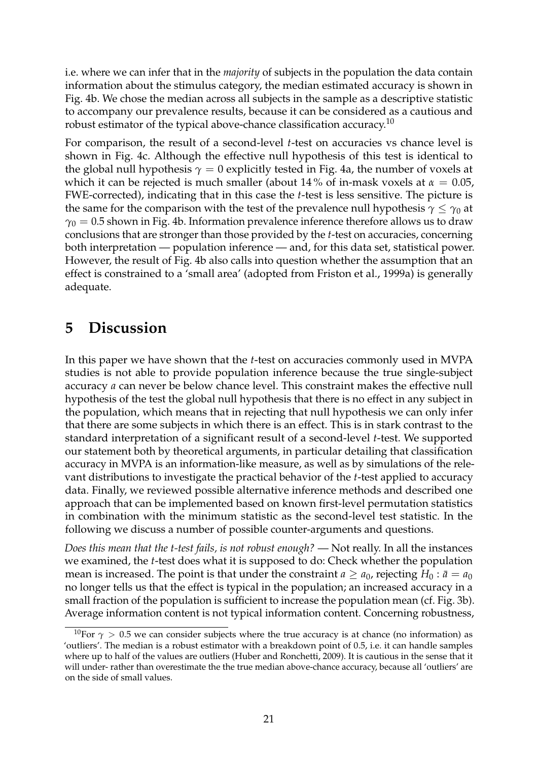i.e. where we can infer that in the *majority* of subjects in the population the data contain information about the stimulus category, the median estimated accuracy is shown in Fig. 4b. We chose the median across all subjects in the sample as a descriptive statistic to accompany our prevalence results, because it can be considered as a cautious and robust estimator of the typical above-chance classification accuracy.[10]

For comparison, the result of a second-level *t*-test on accuracies vs chance level is shown in Fig. 4c. Although the effective null hypothesis of this test is identical to the global null hypothesis $\gamma = 0$ explicitly tested in Fig. 4a, the number of voxels at which it can be rejected is much smaller (about 14 % of in-mask voxels at $\alpha = 0.05$, FWE-corrected), indicating that in this case the *t*-test is less sensitive. The picture is the same for the comparison with the test of the prevalence null hypothesis $\gamma \leq \gamma_0$ at $\gamma_0 = 0.5$ shown in Fig. 4b. Information prevalence inference therefore allows us to draw conclusions that are stronger than those provided by the *t*-test on accuracies, concerning both interpretation — population inference — and, for this data set, statistical power. However, the result of Fig. 4b also calls into question whether the assumption that an effect is constrained to a 'small area' (adopted from Friston et al., 1999a) is generally adequate.

# 5 Discussion

In this paper we have shown that the *t*-test on accuracies commonly used in MVPA studies is not able to provide population inference because the true single-subject accuracy $a$ can never be below chance level. This constraint makes the effective null hypothesis of the test the global null hypothesis that there is no effect in any subject in the population, which means that in rejecting that null hypothesis we can only infer that there are some subjects in which there is an effect. This is in stark contrast to the standard interpretation of a significant result of a second-level *t*-test. We supported our statement both by theoretical arguments, in particular detailing that classification accuracy in MVPA is an information-like measure, as well as by simulations of the relevant distributions to investigate the practical behavior of the *t*-test applied to accuracy data. Finally, we reviewed possible alternative inference methods and described one approach that can be implemented based on known first-level permutation statistics in combination with the minimum statistic as the second-level test statistic. In the following we discuss a number of possible counter-arguments and questions.

*Does this mean that the t-test fails, is not robust enough?* — Not really. In all the instances we examined, the *t*-test does what it is supposed to do: Check whether the population mean is increased. The point is that under the constraint $a \geq a_0$, rejecting $H_0 : \bar{a} = a_0$ no longer tells us that the effect is typical in the population; an increased accuracy in a small fraction of the population is sufficient to increase the population mean (cf. Fig. 3b). Average information content is not typical information content. Concerning robustness,

[10] For $\gamma > 0.5$ we can consider subjects where the true accuracy is at chance (no information) as 'outliers'. The median is a robust estimator with a breakdown point of 0.5, i.e. it can handle samples where up to half of the values are outliers (Huber and Ronchetti, 2009). It is cautious in the sense that it will under- rather than overestimate the the true median above-chance accuracy, because all 'outliers' are on the side of small values.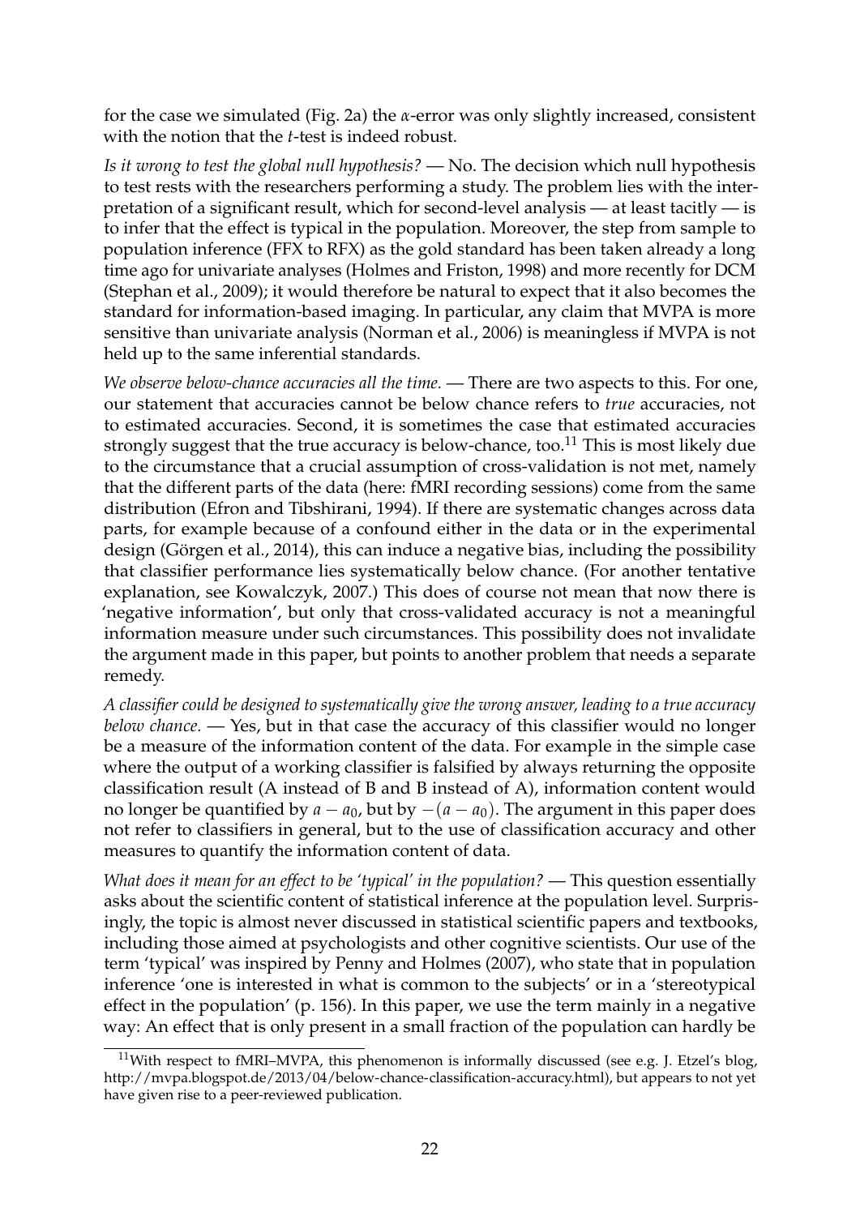for the case we simulated (Fig. 2a) the $\alpha$-error was only slightly increased, consistent with the notion that the $t$-test is indeed robust.

*Is it wrong to test the global null hypothesis?* — No. The decision which null hypothesis to test rests with the researchers performing a study. The problem lies with the interpretation of a significant result, which for second-level analysis — at least tacitly — is to infer that the effect is typical in the population. Moreover, the step from sample to population inference (FFX to RFX) as the gold standard has been taken already a long time ago for univariate analyses (Holmes and Friston, 1998) and more recently for DCM (Stephan et al., 2009); it would therefore be natural to expect that it also becomes the standard for information-based imaging. In particular, any claim that MVPA is more sensitive than univariate analysis (Norman et al., 2006) is meaningless if MVPA is not held up to the same inferential standards.

*We observe below-chance accuracies all the time.* — There are two aspects to this. For one, our statement that accuracies cannot be below chance refers to *true* accuracies, not to estimated accuracies. Second, it is sometimes the case that estimated accuracies strongly suggest that the true accuracy is below-chance, too.[11] This is most likely due to the circumstance that a crucial assumption of cross-validation is not met, namely that the different parts of the data (here: fMRI recording sessions) come from the same distribution (Efron and Tibshirani, 1994). If there are systematic changes across data parts, for example because of a confound either in the data or in the experimental design (Görgen et al., 2014), this can induce a negative bias, including the possibility that classifier performance lies systematically below chance. (For another tentative explanation, see Kowalczyk, 2007.) This does of course not mean that now there is 'negative information', but only that cross-validated accuracy is not a meaningful information measure under such circumstances. This possibility does not invalidate the argument made in this paper, but points to another problem that needs a separate remedy.

*A classifier could be designed to systematically give the wrong answer, leading to a true accuracy below chance.* — Yes, but in that case the accuracy of this classifier would no longer be a measure of the information content of the data. For example in the simple case where the output of a working classifier is falsified by always returning the opposite classification result (A instead of B and B instead of A), information content would no longer be quantified by $a - a_0$, but by $-(a - a_0)$. The argument in this paper does not refer to classifiers in general, but to the use of classification accuracy and other measures to quantify the information content of data.

*What does it mean for an effect to be 'typical' in the population?* — This question essentially asks about the scientific content of statistical inference at the population level. Surprisingly, the topic is almost never discussed in statistical scientific papers and textbooks, including those aimed at psychologists and other cognitive scientists. Our use of the term 'typical' was inspired by Penny and Holmes (2007), who state that in population inference 'one is interested in what is common to the subjects' or in a 'stereotypical effect in the population' (p. 156). In this paper, we use the term mainly in a negative way: An effect that is only present in a small fraction of the population can hardly be

[11] With respect to fMRI–MVPA, this phenomenon is informally discussed (see e.g. J. Etzel's blog, http://mvpa.blogspot.de/2013/04/below-chance-classification-accuracy.html), but appears to not yet have given rise to a peer-reviewed publication.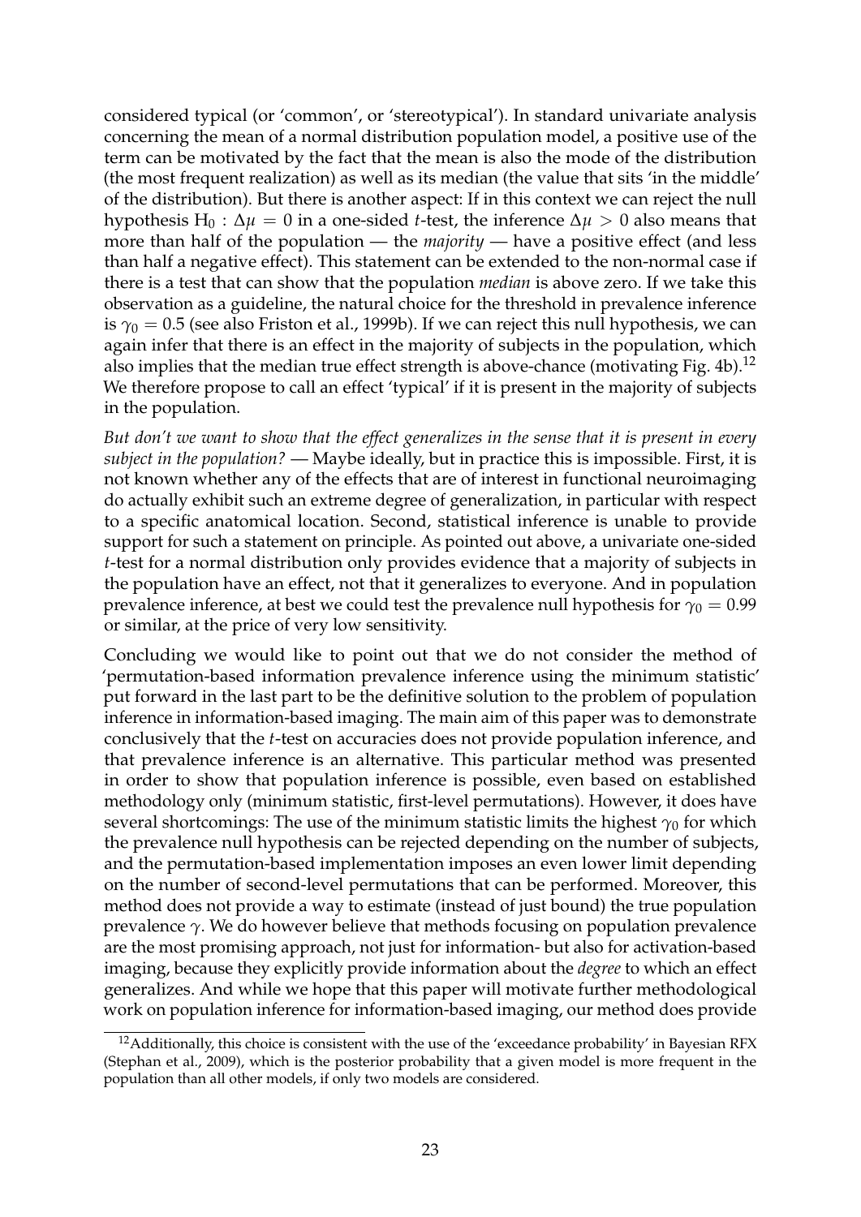considered typical (or 'common', or 'stereotypical'). In standard univariate analysis concerning the mean of a normal distribution population model, a positive use of the term can be motivated by the fact that the mean is also the mode of the distribution (the most frequent realization) as well as its median (the value that sits 'in the middle' of the distribution). But there is another aspect: If in this context we can reject the null hypothesis $H_0 : \Delta\mu = 0$ in a one-sided $t$-test, the inference $\Delta\mu > 0$ also means that more than half of the population — the *majority* — have a positive effect (and less than half a negative effect). This statement can be extended to the non-normal case if there is a test that can show that the population *median* is above zero. If we take this observation as a guideline, the natural choice for the threshold in prevalence inference is $\gamma_0 = 0.5$ (see also Friston et al., 1999b). If we can reject this null hypothesis, we can again infer that there is an effect in the majority of subjects in the population, which also implies that the median true effect strength is above-chance (motivating Fig. 4b).[12] We therefore propose to call an effect 'typical' if it is present in the majority of subjects in the population.

*But don't we want to show that the effect generalizes in the sense that it is present in every subject in the population?* — Maybe ideally, but in practice this is impossible. First, it is not known whether any of the effects that are of interest in functional neuroimaging do actually exhibit such an extreme degree of generalization, in particular with respect to a specific anatomical location. Second, statistical inference is unable to provide support for such a statement on principle. As pointed out above, a univariate one-sided $t$-test for a normal distribution only provides evidence that a majority of subjects in the population have an effect, not that it generalizes to everyone. And in population prevalence inference, at best we could test the prevalence null hypothesis for $\gamma_0 = 0.99$ or similar, at the price of very low sensitivity.

Concluding we would like to point out that we do not consider the method of 'permutation-based information prevalence inference using the minimum statistic' put forward in the last part to be the definitive solution to the problem of population inference in information-based imaging. The main aim of this paper was to demonstrate conclusively that the $t$-test on accuracies does not provide population inference, and that prevalence inference is an alternative. This particular method was presented in order to show that population inference is possible, even based on established methodology only (minimum statistic, first-level permutations). However, it does have several shortcomings: The use of the minimum statistic limits the highest $\gamma_0$ for which the prevalence null hypothesis can be rejected depending on the number of subjects, and the permutation-based implementation imposes an even lower limit depending on the number of second-level permutations that can be performed. Moreover, this method does not provide a way to estimate (instead of just bound) the true population prevalence $\gamma$. We do however believe that methods focusing on population prevalence are the most promising approach, not just for information- but also for activation-based imaging, because they explicitly provide information about the *degree* to which an effect generalizes. And while we hope that this paper will motivate further methodological work on population inference for information-based imaging, our method does provide

[12] Additionally, this choice is consistent with the use of the 'exceedance probability' in Bayesian RFX (Stephan et al., 2009), which is the posterior probability that a given model is more frequent in the population than all other models, if only two models are considered.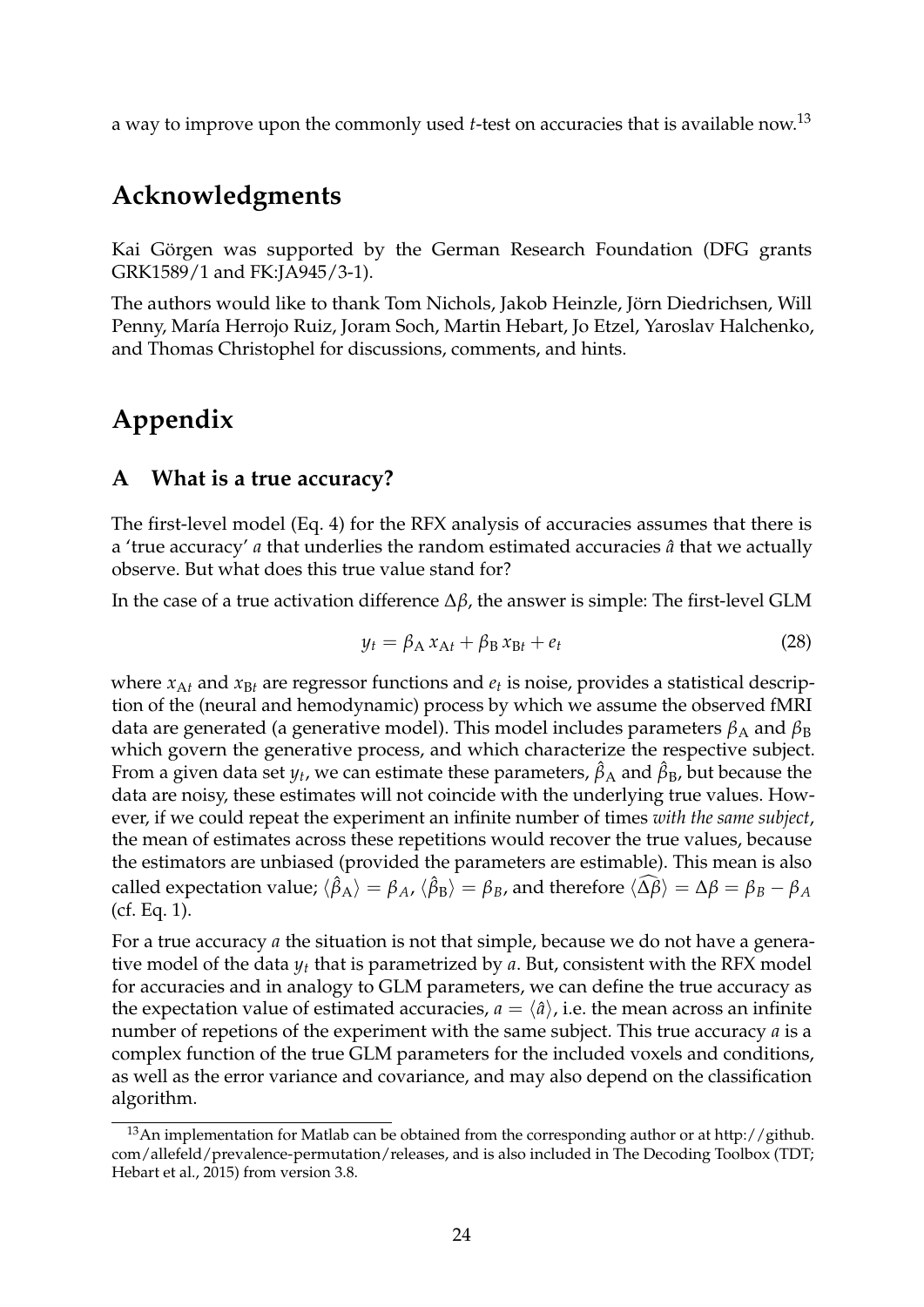a way to improve upon the commonly used $t$-test on accuracies that is available now.[13]

## Acknowledgments

Kai Görgen was supported by the German Research Foundation (DFG grants GRK1589/1 and FK:JA945/3-1).

The authors would like to thank Tom Nichols, Jakob Heinzle, Jörn Diedrichsen, Will Penny, María Herrojo Ruiz, Joram Soch, Martin Hebart, Jo Etzel, Yaroslav Halchenko, and Thomas Christophel for discussions, comments, and hints.

## Appendix

### A What is a true accuracy?

The first-level model (Eq. 4) for the RFX analysis of accuracies assumes that there is a 'true accuracy' $a$ that underlies the random estimated accuracies $\hat{a}$ that we actually observe. But what does this true value stand for?

In the case of a true activation difference $\Delta\beta$, the answer is simple: The first-level GLM

$$y_t = \beta_\mathrm{A}\, x_{\mathrm{A}t} + \beta_\mathrm{B}\, x_{\mathrm{B}t} + e_t \tag{28}$$

where $x_{\mathrm{A}t}$ and $x_{\mathrm{B}t}$ are regressor functions and $e_t$ is noise, provides a statistical description of the (neural and hemodynamic) process by which we assume the observed fMRI data are generated (a generative model). This model includes parameters $\beta_\mathrm{A}$ and $\beta_\mathrm{B}$ which govern the generative process, and which characterize the respective subject. From a given data set $y_t$, we can estimate these parameters, $\hat{\beta}_\mathrm{A}$ and $\hat{\beta}_\mathrm{B}$, but because the data are noisy, these estimates will not coincide with the underlying true values. However, if we could repeat the experiment an infinite number of times *with the same subject*, the mean of estimates across these repetitions would recover the true values, because the estimators are unbiased (provided the parameters are estimable). This mean is also called expectation value; $\langle\hat{\beta}_\mathrm{A}\rangle = \beta_A$, $\langle\hat{\beta}_\mathrm{B}\rangle = \beta_B$, and therefore $\langle\widehat{\Delta\beta}\rangle = \Delta\beta = \beta_B - \beta_A$ (cf. Eq. 1).

For a true accuracy $a$ the situation is not that simple, because we do not have a generative model of the data $y_t$ that is parametrized by $a$. But, consistent with the RFX model for accuracies and in analogy to GLM parameters, we can define the true accuracy as the expectation value of estimated accuracies, $a = \langle\hat{a}\rangle$, i.e. the mean across an infinite number of repetions of the experiment with the same subject. This true accuracy $a$ is a complex function of the true GLM parameters for the included voxels and conditions, as well as the error variance and covariance, and may also depend on the classification algorithm.

[13] An implementation for Matlab can be obtained from the corresponding author or at http://github.com/allefeld/prevalence-permutation/releases, and is also included in The Decoding Toolbox (TDT; Hebart et al., 2015) from version 3.8.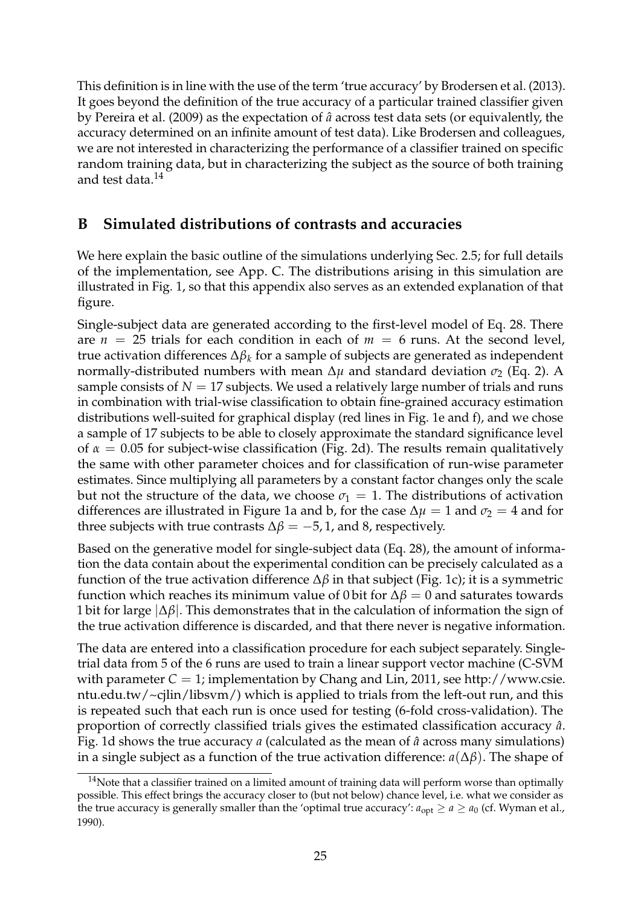This definition is in line with the use of the term 'true accuracy' by Brodersen et al. (2013). It goes beyond the definition of the true accuracy of a particular trained classifier given by Pereira et al. (2009) as the expectation of $\hat{a}$ across test data sets (or equivalently, the accuracy determined on an infinite amount of test data). Like Brodersen and colleagues, we are not interested in characterizing the performance of a classifier trained on specific random training data, but in characterizing the subject as the source of both training and test data.[14]

## B Simulated distributions of contrasts and accuracies

We here explain the basic outline of the simulations underlying Sec. 2.5; for full details of the implementation, see App. C. The distributions arising in this simulation are illustrated in Fig. 1, so that this appendix also serves as an extended explanation of that figure.

Single-subject data are generated according to the first-level model of Eq. 28. There are $n = 25$ trials for each condition in each of $m = 6$ runs. At the second level, true activation differences $\Delta\beta_k$ for a sample of subjects are generated as independent normally-distributed numbers with mean $\Delta\mu$ and standard deviation $\sigma_2$ (Eq. 2). A sample consists of $N = 17$ subjects. We used a relatively large number of trials and runs in combination with trial-wise classification to obtain fine-grained accuracy estimation distributions well-suited for graphical display (red lines in Fig. 1e and f), and we chose a sample of 17 subjects to be able to closely approximate the standard significance level of $\alpha = 0.05$ for subject-wise classification (Fig. 2d). The results remain qualitatively the same with other parameter choices and for classification of run-wise parameter estimates. Since multiplying all parameters by a constant factor changes only the scale but not the structure of the data, we choose $\sigma_1 = 1$. The distributions of activation differences are illustrated in Figure 1a and b, for the case $\Delta\mu = 1$ and $\sigma_2 = 4$ and for three subjects with true contrasts $\Delta\beta = -5, 1$, and 8, respectively.

Based on the generative model for single-subject data (Eq. 28), the amount of information the data contain about the experimental condition can be precisely calculated as a function of the true activation difference $\Delta\beta$ in that subject (Fig. 1c); it is a symmetric function which reaches its minimum value of 0 bit for $\Delta\beta = 0$ and saturates towards 1 bit for large $|\Delta\beta|$. This demonstrates that in the calculation of information the sign of the true activation difference is discarded, and that there never is negative information.

The data are entered into a classification procedure for each subject separately. Single-trial data from 5 of the 6 runs are used to train a linear support vector machine (C-SVM with parameter $C = 1$; implementation by Chang and Lin, 2011, see http://www.csie.ntu.edu.tw/~cjlin/libsvm/) which is applied to trials from the left-out run, and this is repeated such that each run is once used for testing (6-fold cross-validation). The proportion of correctly classified trials gives the estimated classification accuracy $\hat{a}$. Fig. 1d shows the true accuracy $a$ (calculated as the mean of $\hat{a}$ across many simulations) in a single subject as a function of the true activation difference: $a(\Delta\beta)$. The shape of

[14] Note that a classifier trained on a limited amount of training data will perform worse than optimally possible. This effect brings the accuracy closer to (but not below) chance level, i.e. what we consider as the true accuracy is generally smaller than the 'optimal true accuracy': $a_{\text{opt}} \geq a \geq a_0$ (cf. Wyman et al., 1990).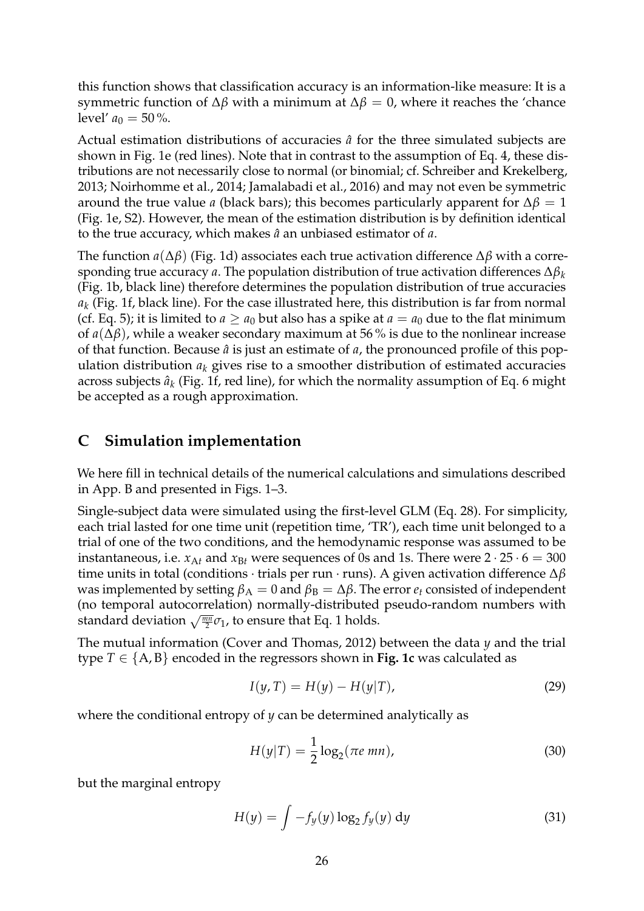this function shows that classification accuracy is an information-like measure: It is a symmetric function of $\Delta\beta$ with a minimum at $\Delta\beta = 0$, where it reaches the 'chance level' $a_0 = 50\,\%$.

Actual estimation distributions of accuracies $\hat{a}$ for the three simulated subjects are shown in Fig. 1e (red lines). Note that in contrast to the assumption of Eq. 4, these distributions are not necessarily close to normal (or binomial; cf. Schreiber and Krekelberg, 2013; Noirhomme et al., 2014; Jamalabadi et al., 2016) and may not even be symmetric around the true value $a$ (black bars); this becomes particularly apparent for $\Delta\beta = 1$ (Fig. 1e, S2). However, the mean of the estimation distribution is by definition identical to the true accuracy, which makes $\hat{a}$ an unbiased estimator of $a$.

The function $a(\Delta\beta)$ (Fig. 1d) associates each true activation difference $\Delta\beta$ with a corresponding true accuracy $a$. The population distribution of true activation differences $\Delta\beta_k$ (Fig. 1b, black line) therefore determines the population distribution of true accuracies $a_k$ (Fig. 1f, black line). For the case illustrated here, this distribution is far from normal (cf. Eq. 5); it is limited to $a \geq a_0$ but also has a spike at $a = a_0$ due to the flat minimum of $a(\Delta\beta)$, while a weaker secondary maximum at 56 % is due to the nonlinear increase of that function. Because $\hat{a}$ is just an estimate of $a$, the pronounced profile of this population distribution $a_k$ gives rise to a smoother distribution of estimated accuracies across subjects $\hat{a}_k$ (Fig. 1f, red line), for which the normality assumption of Eq. 6 might be accepted as a rough approximation.

# C Simulation implementation

We here fill in technical details of the numerical calculations and simulations described in App. B and presented in Figs. 1–3.

Single-subject data were simulated using the first-level GLM (Eq. 28). For simplicity, each trial lasted for one time unit (repetition time, 'TR'), each time unit belonged to a trial of one of the two conditions, and the hemodynamic response was assumed to be instantaneous, i.e. $x_{\mathrm{A}t}$ and $x_{\mathrm{B}t}$ were sequences of 0s and 1s. There were $2 \cdot 25 \cdot 6 = 300$ time units in total (conditions · trials per run · runs). A given activation difference $\Delta\beta$ was implemented by setting $\beta_{\mathrm{A}} = 0$ and $\beta_{\mathrm{B}} = \Delta\beta$. The error $e_t$ consisted of independent (no temporal autocorrelation) normally-distributed pseudo-random numbers with standard deviation $\sqrt{\frac{mn}{2}}\sigma_1$, to ensure that Eq. 1 holds.

The mutual information (Cover and Thomas, 2012) between the data $y$ and the trial type $T \in \{\mathrm{A}, \mathrm{B}\}$ encoded in the regressors shown in **Fig. 1c** was calculated as

$$I(y, T) = H(y) - H(y|T), \tag{29}$$

where the conditional entropy of $y$ can be determined analytically as

$$H(y|T) = \frac{1}{2}\log_2(\pi e\, mn), \tag{30}$$

but the marginal entropy

$$H(y) = \int -f_y(y)\log_2 f_y(y)\;\mathrm{d}y \tag{31}$$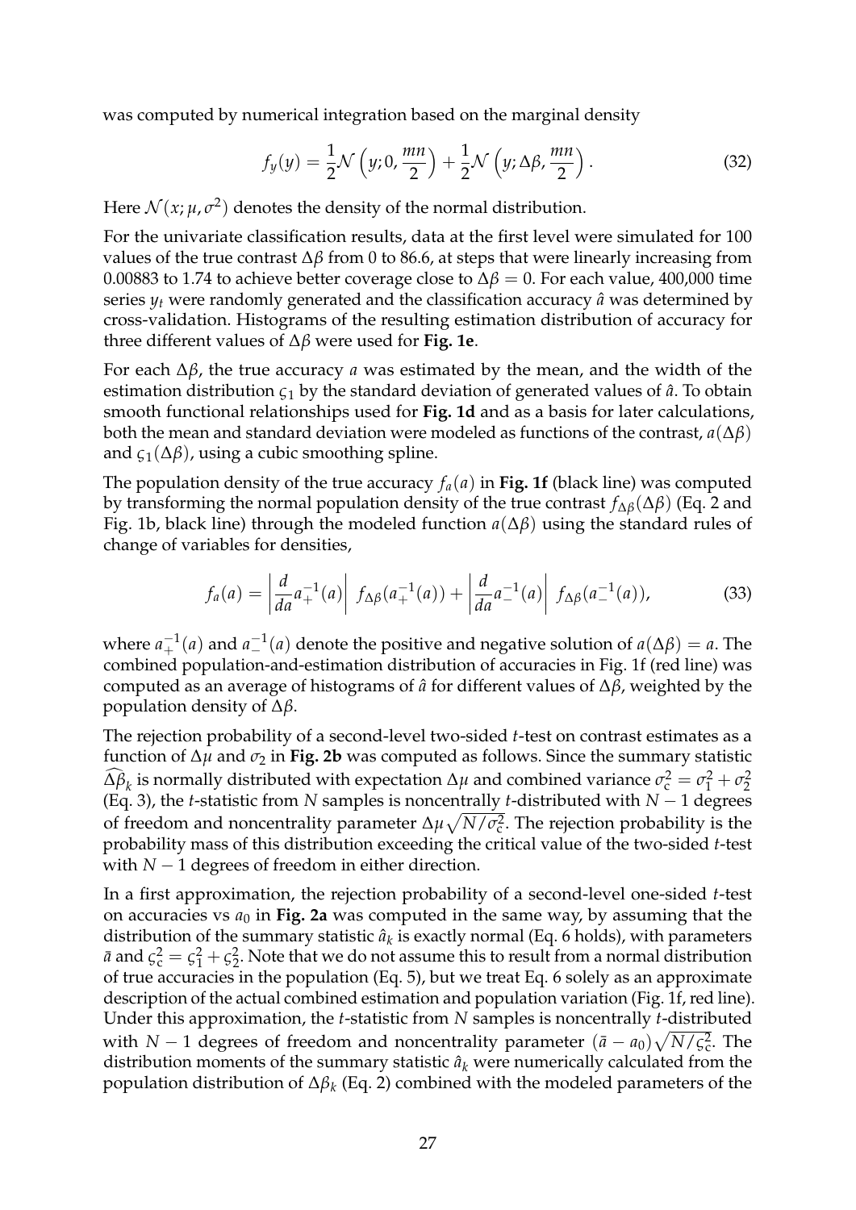was computed by numerical integration based on the marginal density

$$f_y(y) = \frac{1}{2}\mathcal{N}\left(y; 0, \frac{mn}{2}\right) + \frac{1}{2}\mathcal{N}\left(y; \Delta\beta, \frac{mn}{2}\right). \tag{32}$$

Here $\mathcal{N}(x; \mu, \sigma^2)$ denotes the density of the normal distribution.

For the univariate classification results, data at the first level were simulated for 100 values of the true contrast $\Delta\beta$ from 0 to 86.6, at steps that were linearly increasing from 0.00883 to 1.74 to achieve better coverage close to $\Delta\beta = 0$. For each value, 400,000 time series $y_t$ were randomly generated and the classification accuracy $\hat{a}$ was determined by cross-validation. Histograms of the resulting estimation distribution of accuracy for three different values of $\Delta\beta$ were used for **Fig. 1e**.

For each $\Delta\beta$, the true accuracy $a$ was estimated by the mean, and the width of the estimation distribution $\varsigma_1$ by the standard deviation of generated values of $\hat{a}$. To obtain smooth functional relationships used for **Fig. 1d** and as a basis for later calculations, both the mean and standard deviation were modeled as functions of the contrast, $a(\Delta\beta)$ and $\varsigma_1(\Delta\beta)$, using a cubic smoothing spline.

The population density of the true accuracy $f_a(a)$ in **Fig. 1f** (black line) was computed by transforming the normal population density of the true contrast $f_{\Delta\beta}(\Delta\beta)$ (Eq. 2 and Fig. 1b, black line) through the modeled function $a(\Delta\beta)$ using the standard rules of change of variables for densities,

$$f_a(a) = \left|\frac{d}{da}a_+^{-1}(a)\right| \; f_{\Delta\beta}(a_+^{-1}(a)) + \left|\frac{d}{da}a_-^{-1}(a)\right| \; f_{\Delta\beta}(a_-^{-1}(a)), \tag{33}$$

where $a_+^{-1}(a)$ and $a_-^{-1}(a)$ denote the positive and negative solution of $a(\Delta\beta) = a$. The combined population-and-estimation distribution of accuracies in Fig. 1f (red line) was computed as an average of histograms of $\hat{a}$ for different values of $\Delta\beta$, weighted by the population density of $\Delta\beta$.

The rejection probability of a second-level two-sided $t$-test on contrast estimates as a function of $\Delta\mu$ and $\sigma_2$ in **Fig. 2b** was computed as follows. Since the summary statistic $\widehat{\Delta\beta}_k$ is normally distributed with expectation $\Delta\mu$ and combined variance $\sigma_c^2 = \sigma_1^2 + \sigma_2^2$ (Eq. 3), the $t$-statistic from $N$ samples is noncentrally $t$-distributed with $N - 1$ degrees of freedom and noncentrality parameter $\Delta\mu\sqrt{N/\sigma_c^2}$. The rejection probability is the probability mass of this distribution exceeding the critical value of the two-sided $t$-test with $N - 1$ degrees of freedom in either direction.

In a first approximation, the rejection probability of a second-level one-sided $t$-test on accuracies vs $a_0$ in **Fig. 2a** was computed in the same way, by assuming that the distribution of the summary statistic $\hat{a}_k$ is exactly normal (Eq. 6 holds), with parameters $\bar{a}$ and $\varsigma_c^2 = \varsigma_1^2 + \varsigma_2^2$. Note that we do not assume this to result from a normal distribution of true accuracies in the population (Eq. 5), but we treat Eq. 6 solely as an approximate description of the actual combined estimation and population variation (Fig. 1f, red line). Under this approximation, the $t$-statistic from $N$ samples is noncentrally $t$-distributed with $N - 1$ degrees of freedom and noncentrality parameter $(\bar{a} - a_0)\sqrt{N/\varsigma_c^2}$. The distribution moments of the summary statistic $\hat{a}_k$ were numerically calculated from the population distribution of $\Delta\beta_k$ (Eq. 2) combined with the modeled parameters of the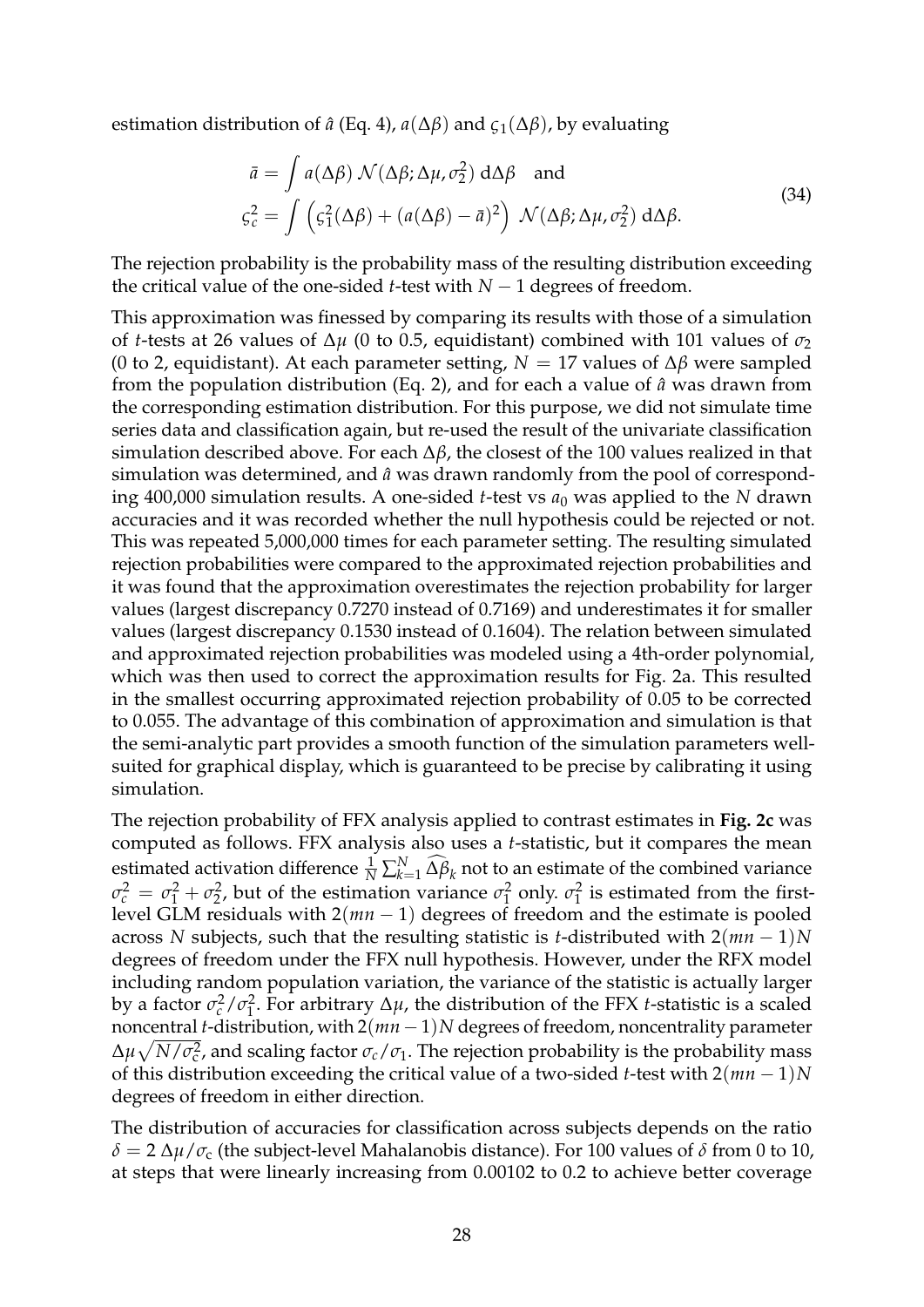estimation distribution of $\hat{a}$ (Eq. 4), $a(\Delta\beta)$ and $\varsigma_1(\Delta\beta)$, by evaluating

$$
\begin{aligned}
\bar{a} &= \int a(\Delta\beta)\,\mathcal{N}(\Delta\beta; \Delta\mu, \sigma_2^2)\,\mathrm{d}\Delta\beta \quad \text{and} \\
\varsigma_c^2 &= \int \left(\varsigma_1^2(\Delta\beta) + (a(\Delta\beta) - \bar{a})^2\right)\,\mathcal{N}(\Delta\beta; \Delta\mu, \sigma_2^2)\,\mathrm{d}\Delta\beta.
\end{aligned}
\tag{34}
$$

The rejection probability is the probability mass of the resulting distribution exceeding the critical value of the one-sided $t$-test with $N - 1$ degrees of freedom.

This approximation was finessed by comparing its results with those of a simulation of $t$-tests at 26 values of $\Delta\mu$ (0 to 0.5, equidistant) combined with 101 values of $\sigma_2$ (0 to 2, equidistant). At each parameter setting, $N = 17$ values of $\Delta\beta$ were sampled from the population distribution (Eq. 2), and for each a value of $\hat{a}$ was drawn from the corresponding estimation distribution. For this purpose, we did not simulate time series data and classification again, but re-used the result of the univariate classification simulation described above. For each $\Delta\beta$, the closest of the 100 values realized in that simulation was determined, and $\hat{a}$ was drawn randomly from the pool of corresponding 400,000 simulation results. A one-sided $t$-test vs $a_0$ was applied to the $N$ drawn accuracies and it was recorded whether the null hypothesis could be rejected or not. This was repeated 5,000,000 times for each parameter setting. The resulting simulated rejection probabilities were compared to the approximated rejection probabilities and it was found that the approximation overestimates the rejection probability for larger values (largest discrepancy 0.7270 instead of 0.7169) and underestimates it for smaller values (largest discrepancy 0.1530 instead of 0.1604). The relation between simulated and approximated rejection probabilities was modeled using a 4th-order polynomial, which was then used to correct the approximation results for Fig. 2a. This resulted in the smallest occurring approximated rejection probability of 0.05 to be corrected to 0.055. The advantage of this combination of approximation and simulation is that the semi-analytic part provides a smooth function of the simulation parameters well-suited for graphical display, which is guaranteed to be precise by calibrating it using simulation.

The rejection probability of FFX analysis applied to contrast estimates in **Fig. 2c** was computed as follows. FFX analysis also uses a $t$-statistic, but it compares the mean estimated activation difference $\frac{1}{N}\sum_{k=1}^{N}\widehat{\Delta\beta}_k$ not to an estimate of the combined variance $\sigma_c^2 = \sigma_1^2 + \sigma_2^2$, but of the estimation variance $\sigma_1^2$ only. $\sigma_1^2$ is estimated from the first-level GLM residuals with $2(mn - 1)$ degrees of freedom and the estimate is pooled across $N$ subjects, such that the resulting statistic is $t$-distributed with $2(mn - 1)N$ degrees of freedom under the FFX null hypothesis. However, under the RFX model including random population variation, the variance of the statistic is actually larger by a factor $\sigma_c^2/\sigma_1^2$. For arbitrary $\Delta\mu$, the distribution of the FFX $t$-statistic is a scaled noncentral $t$-distribution, with $2(mn-1)N$ degrees of freedom, noncentrality parameter $\Delta\mu\sqrt{N/\sigma_c^2}$, and scaling factor $\sigma_c/\sigma_1$. The rejection probability is the probability mass of this distribution exceeding the critical value of a two-sided $t$-test with $2(mn - 1)N$ degrees of freedom in either direction.

The distribution of accuracies for classification across subjects depends on the ratio $\delta = 2\,\Delta\mu/\sigma_c$ (the subject-level Mahalanobis distance). For 100 values of $\delta$ from 0 to 10, at steps that were linearly increasing from 0.00102 to 0.2 to achieve better coverage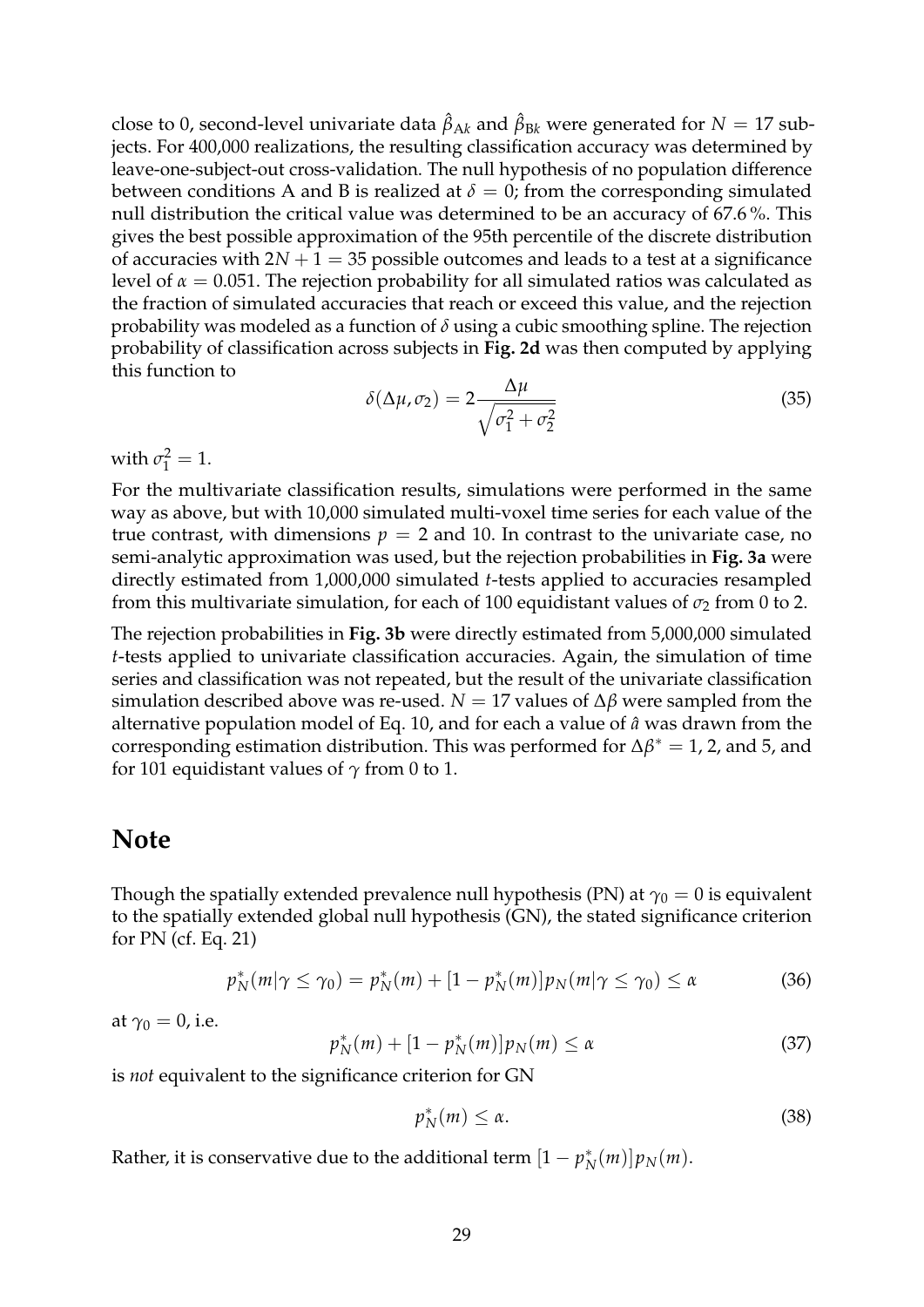close to 0, second-level univariate data $\hat{\beta}_{Ak}$ and $\hat{\beta}_{Bk}$ were generated for $N = 17$ subjects. For 400,000 realizations, the resulting classification accuracy was determined by leave-one-subject-out cross-validation. The null hypothesis of no population difference between conditions A and B is realized at $\delta = 0$; from the corresponding simulated null distribution the critical value was determined to be an accuracy of 67.6 %. This gives the best possible approximation of the 95th percentile of the discrete distribution of accuracies with $2N + 1 = 35$ possible outcomes and leads to a test at a significance level of $\alpha = 0.051$. The rejection probability for all simulated ratios was calculated as the fraction of simulated accuracies that reach or exceed this value, and the rejection probability was modeled as a function of $\delta$ using a cubic smoothing spline. The rejection probability of classification across subjects in **Fig. 2d** was then computed by applying this function to

$$\delta(\Delta\mu, \sigma_2) = 2\frac{\Delta\mu}{\sqrt{\sigma_1^2 + \sigma_2^2}} \tag{35}$$

with $\sigma_1^2 = 1$.

For the multivariate classification results, simulations were performed in the same way as above, but with 10,000 simulated multi-voxel time series for each value of the true contrast, with dimensions $p = 2$ and 10. In contrast to the univariate case, no semi-analytic approximation was used, but the rejection probabilities in **Fig. 3a** were directly estimated from 1,000,000 simulated $t$-tests applied to accuracies resampled from this multivariate simulation, for each of 100 equidistant values of $\sigma_2$ from 0 to 2.

The rejection probabilities in **Fig. 3b** were directly estimated from 5,000,000 simulated $t$-tests applied to univariate classification accuracies. Again, the simulation of time series and classification was not repeated, but the result of the univariate classification simulation described above was re-used. $N = 17$ values of $\Delta\beta$ were sampled from the alternative population model of Eq. 10, and for each a value of $\hat{a}$ was drawn from the corresponding estimation distribution. This was performed for $\Delta\beta^* = 1$, 2, and 5, and for 101 equidistant values of $\gamma$ from 0 to 1.

# Note

Though the spatially extended prevalence null hypothesis (PN) at $\gamma_0 = 0$ is equivalent to the spatially extended global null hypothesis (GN), the stated significance criterion for PN (cf. Eq. 21)

$$p_N^*(m|\gamma \leq \gamma_0) = p_N^*(m) + [1 - p_N^*(m)]p_N(m|\gamma \leq \gamma_0) \leq \alpha \tag{36}$$

at $\gamma_0 = 0$, i.e.

$$p_N^*(m) + [1 - p_N^*(m)]p_N(m) \leq \alpha \tag{37}$$

is *not* equivalent to the significance criterion for GN

$$p_N^*(m) \leq \alpha. \tag{38}$$

Rather, it is conservative due to the additional term $[1 - p_N^*(m)]p_N(m)$.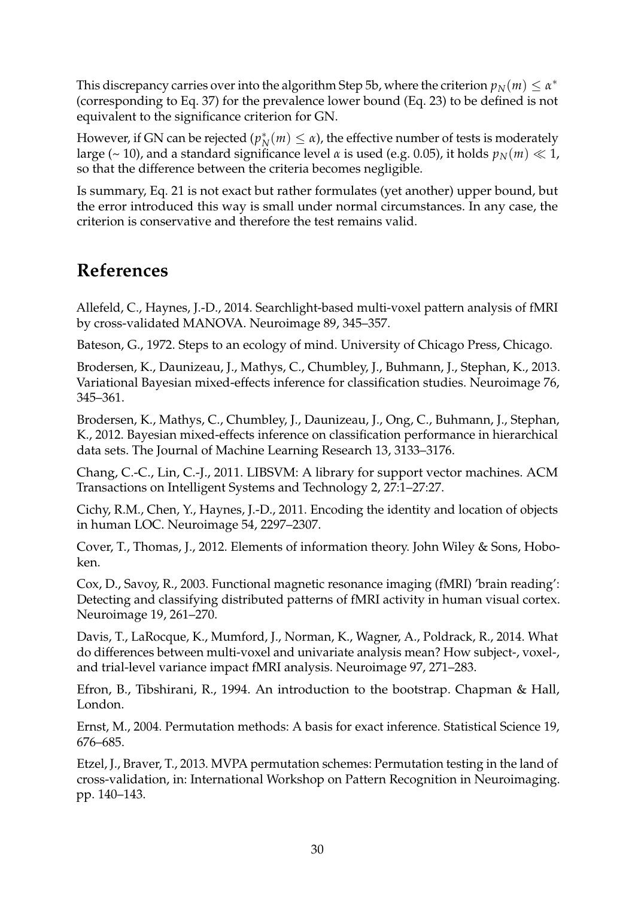This discrepancy carries over into the algorithm Step 5b, where the criterion $p_N(m) \leq \alpha^*$ (corresponding to Eq. 37) for the prevalence lower bound (Eq. 23) to be defined is not equivalent to the significance criterion for GN.

However, if GN can be rejected ($p^*_N(m) \leq \alpha$), the effective number of tests is moderately large (~ 10), and a standard significance level $\alpha$ is used (e.g. 0.05), it holds $p_N(m) \ll 1$, so that the difference between the criteria becomes negligible.

Is summary, Eq. 21 is not exact but rather formulates (yet another) upper bound, but the error introduced this way is small under normal circumstances. In any case, the criterion is conservative and therefore the test remains valid.

# References

Allefeld, C., Haynes, J.-D., 2014. Searchlight-based multi-voxel pattern analysis of fMRI by cross-validated MANOVA. Neuroimage 89, 345–357.

Bateson, G., 1972. Steps to an ecology of mind. University of Chicago Press, Chicago.

Brodersen, K., Daunizeau, J., Mathys, C., Chumbley, J., Buhmann, J., Stephan, K., 2013. Variational Bayesian mixed-effects inference for classification studies. Neuroimage 76, 345–361.

Brodersen, K., Mathys, C., Chumbley, J., Daunizeau, J., Ong, C., Buhmann, J., Stephan, K., 2012. Bayesian mixed-effects inference on classification performance in hierarchical data sets. The Journal of Machine Learning Research 13, 3133–3176.

Chang, C.-C., Lin, C.-J., 2011. LIBSVM: A library for support vector machines. ACM Transactions on Intelligent Systems and Technology 2, 27:1–27:27.

Cichy, R.M., Chen, Y., Haynes, J.-D., 2011. Encoding the identity and location of objects in human LOC. Neuroimage 54, 2297–2307.

Cover, T., Thomas, J., 2012. Elements of information theory. John Wiley & Sons, Hoboken.

Cox, D., Savoy, R., 2003. Functional magnetic resonance imaging (fMRI) 'brain reading': Detecting and classifying distributed patterns of fMRI activity in human visual cortex. Neuroimage 19, 261–270.

Davis, T., LaRocque, K., Mumford, J., Norman, K., Wagner, A., Poldrack, R., 2014. What do differences between multi-voxel and univariate analysis mean? How subject-, voxel-, and trial-level variance impact fMRI analysis. Neuroimage 97, 271–283.

Efron, B., Tibshirani, R., 1994. An introduction to the bootstrap. Chapman & Hall, London.

Ernst, M., 2004. Permutation methods: A basis for exact inference. Statistical Science 19, 676–685.

Etzel, J., Braver, T., 2013. MVPA permutation schemes: Permutation testing in the land of cross-validation, in: International Workshop on Pattern Recognition in Neuroimaging. pp. 140–143.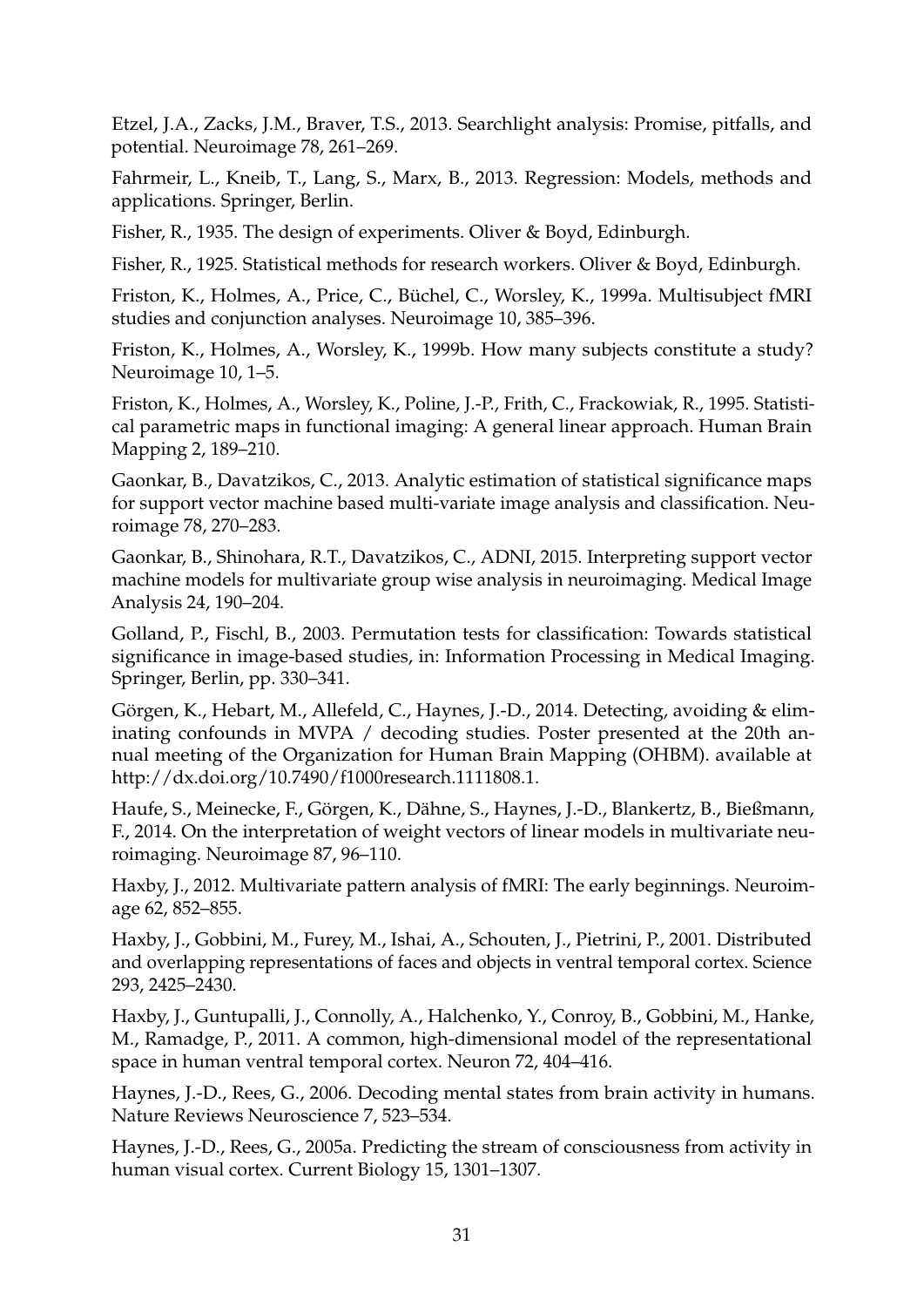Etzel, J.A., Zacks, J.M., Braver, T.S., 2013. Searchlight analysis: Promise, pitfalls, and potential. Neuroimage 78, 261–269.

Fahrmeir, L., Kneib, T., Lang, S., Marx, B., 2013. Regression: Models, methods and applications. Springer, Berlin.

Fisher, R., 1935. The design of experiments. Oliver & Boyd, Edinburgh.

Fisher, R., 1925. Statistical methods for research workers. Oliver & Boyd, Edinburgh.

Friston, K., Holmes, A., Price, C., Büchel, C., Worsley, K., 1999a. Multisubject fMRI studies and conjunction analyses. Neuroimage 10, 385–396.

Friston, K., Holmes, A., Worsley, K., 1999b. How many subjects constitute a study? Neuroimage 10, 1–5.

Friston, K., Holmes, A., Worsley, K., Poline, J.-P., Frith, C., Frackowiak, R., 1995. Statistical parametric maps in functional imaging: A general linear approach. Human Brain Mapping 2, 189–210.

Gaonkar, B., Davatzikos, C., 2013. Analytic estimation of statistical significance maps for support vector machine based multi-variate image analysis and classification. Neuroimage 78, 270–283.

Gaonkar, B., Shinohara, R.T., Davatzikos, C., ADNI, 2015. Interpreting support vector machine models for multivariate group wise analysis in neuroimaging. Medical Image Analysis 24, 190–204.

Golland, P., Fischl, B., 2003. Permutation tests for classification: Towards statistical significance in image-based studies, in: Information Processing in Medical Imaging. Springer, Berlin, pp. 330–341.

Görgen, K., Hebart, M., Allefeld, C., Haynes, J.-D., 2014. Detecting, avoiding & eliminating confounds in MVPA / decoding studies. Poster presented at the 20th annual meeting of the Organization for Human Brain Mapping (OHBM). available at http://dx.doi.org/10.7490/f1000research.1111808.1.

Haufe, S., Meinecke, F., Görgen, K., Dähne, S., Haynes, J.-D., Blankertz, B., Bießmann, F., 2014. On the interpretation of weight vectors of linear models in multivariate neuroimaging. Neuroimage 87, 96–110.

Haxby, J., 2012. Multivariate pattern analysis of fMRI: The early beginnings. Neuroimage 62, 852–855.

Haxby, J., Gobbini, M., Furey, M., Ishai, A., Schouten, J., Pietrini, P., 2001. Distributed and overlapping representations of faces and objects in ventral temporal cortex. Science 293, 2425–2430.

Haxby, J., Guntupalli, J., Connolly, A., Halchenko, Y., Conroy, B., Gobbini, M., Hanke, M., Ramadge, P., 2011. A common, high-dimensional model of the representational space in human ventral temporal cortex. Neuron 72, 404–416.

Haynes, J.-D., Rees, G., 2006. Decoding mental states from brain activity in humans. Nature Reviews Neuroscience 7, 523–534.

Haynes, J.-D., Rees, G., 2005a. Predicting the stream of consciousness from activity in human visual cortex. Current Biology 15, 1301–1307.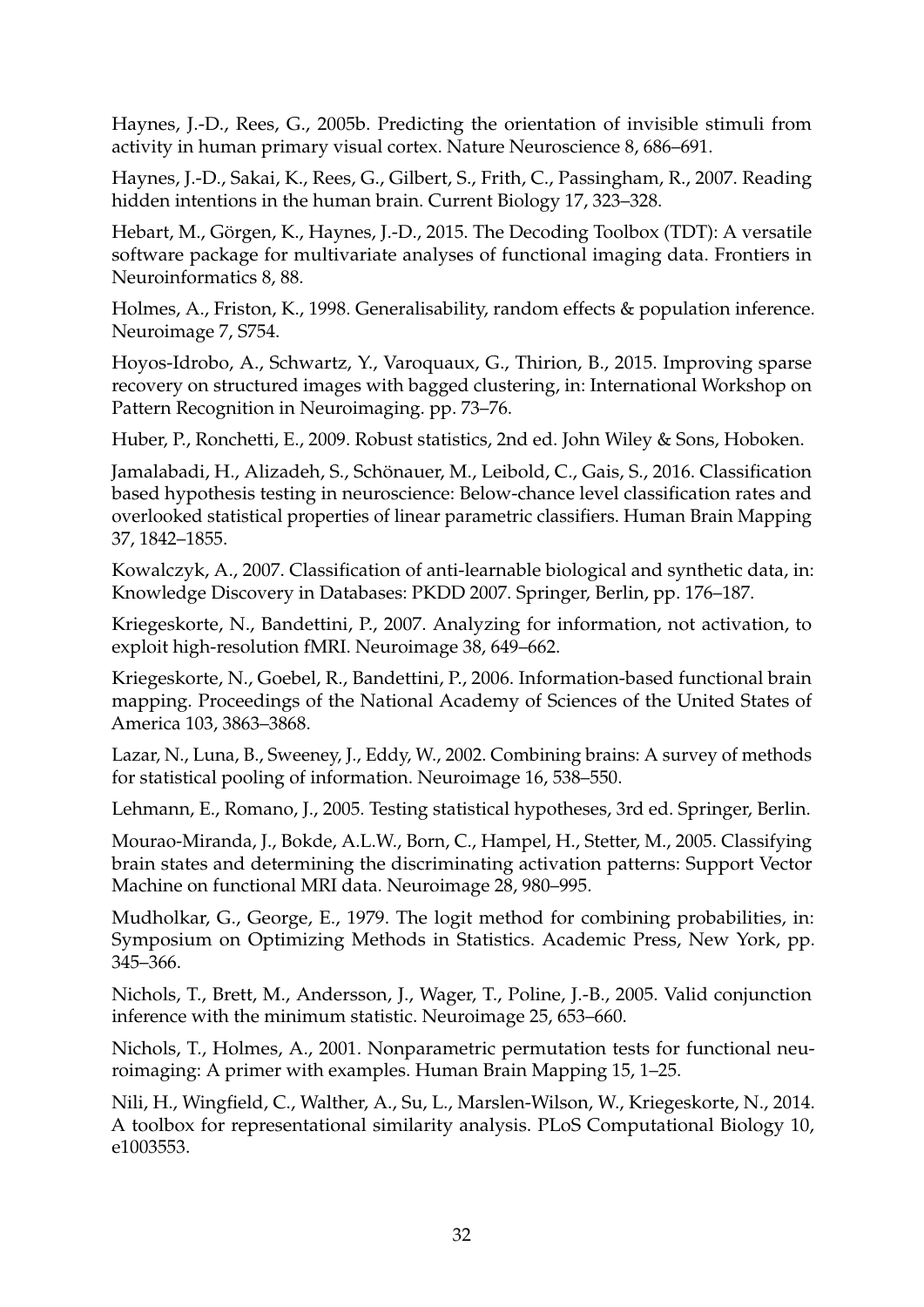Haynes, J.-D., Rees, G., 2005b. Predicting the orientation of invisible stimuli from activity in human primary visual cortex. Nature Neuroscience 8, 686–691.

Haynes, J.-D., Sakai, K., Rees, G., Gilbert, S., Frith, C., Passingham, R., 2007. Reading hidden intentions in the human brain. Current Biology 17, 323–328.

Hebart, M., Görgen, K., Haynes, J.-D., 2015. The Decoding Toolbox (TDT): A versatile software package for multivariate analyses of functional imaging data. Frontiers in Neuroinformatics 8, 88.

Holmes, A., Friston, K., 1998. Generalisability, random effects & population inference. Neuroimage 7, S754.

Hoyos-Idrobo, A., Schwartz, Y., Varoquaux, G., Thirion, B., 2015. Improving sparse recovery on structured images with bagged clustering, in: International Workshop on Pattern Recognition in Neuroimaging. pp. 73–76.

Huber, P., Ronchetti, E., 2009. Robust statistics, 2nd ed. John Wiley & Sons, Hoboken.

Jamalabadi, H., Alizadeh, S., Schönauer, M., Leibold, C., Gais, S., 2016. Classification based hypothesis testing in neuroscience: Below-chance level classification rates and overlooked statistical properties of linear parametric classifiers. Human Brain Mapping 37, 1842–1855.

Kowalczyk, A., 2007. Classification of anti-learnable biological and synthetic data, in: Knowledge Discovery in Databases: PKDD 2007. Springer, Berlin, pp. 176–187.

Kriegeskorte, N., Bandettini, P., 2007. Analyzing for information, not activation, to exploit high-resolution fMRI. Neuroimage 38, 649–662.

Kriegeskorte, N., Goebel, R., Bandettini, P., 2006. Information-based functional brain mapping. Proceedings of the National Academy of Sciences of the United States of America 103, 3863–3868.

Lazar, N., Luna, B., Sweeney, J., Eddy, W., 2002. Combining brains: A survey of methods for statistical pooling of information. Neuroimage 16, 538–550.

Lehmann, E., Romano, J., 2005. Testing statistical hypotheses, 3rd ed. Springer, Berlin.

Mourao-Miranda, J., Bokde, A.L.W., Born, C., Hampel, H., Stetter, M., 2005. Classifying brain states and determining the discriminating activation patterns: Support Vector Machine on functional MRI data. Neuroimage 28, 980–995.

Mudholkar, G., George, E., 1979. The logit method for combining probabilities, in: Symposium on Optimizing Methods in Statistics. Academic Press, New York, pp. 345–366.

Nichols, T., Brett, M., Andersson, J., Wager, T., Poline, J.-B., 2005. Valid conjunction inference with the minimum statistic. Neuroimage 25, 653–660.

Nichols, T., Holmes, A., 2001. Nonparametric permutation tests for functional neuroimaging: A primer with examples. Human Brain Mapping 15, 1–25.

Nili, H., Wingfield, C., Walther, A., Su, L., Marslen-Wilson, W., Kriegeskorte, N., 2014. A toolbox for representational similarity analysis. PLoS Computational Biology 10, e1003553.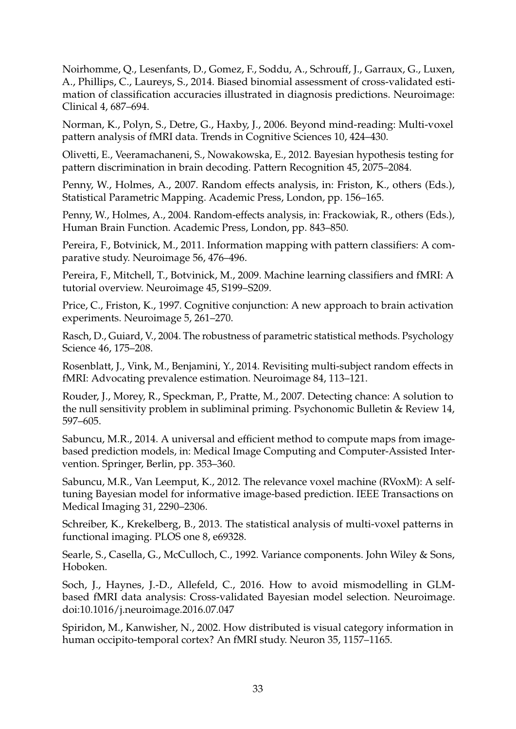Noirhomme, Q., Lesenfants, D., Gomez, F., Soddu, A., Schrouff, J., Garraux, G., Luxen, A., Phillips, C., Laureys, S., 2014. Biased binomial assessment of cross-validated estimation of classification accuracies illustrated in diagnosis predictions. Neuroimage: Clinical 4, 687–694.

Norman, K., Polyn, S., Detre, G., Haxby, J., 2006. Beyond mind-reading: Multi-voxel pattern analysis of fMRI data. Trends in Cognitive Sciences 10, 424–430.

Olivetti, E., Veeramachaneni, S., Nowakowska, E., 2012. Bayesian hypothesis testing for pattern discrimination in brain decoding. Pattern Recognition 45, 2075–2084.

Penny, W., Holmes, A., 2007. Random effects analysis, in: Friston, K., others (Eds.), Statistical Parametric Mapping. Academic Press, London, pp. 156–165.

Penny, W., Holmes, A., 2004. Random-effects analysis, in: Frackowiak, R., others (Eds.), Human Brain Function. Academic Press, London, pp. 843–850.

Pereira, F., Botvinick, M., 2011. Information mapping with pattern classifiers: A comparative study. Neuroimage 56, 476–496.

Pereira, F., Mitchell, T., Botvinick, M., 2009. Machine learning classifiers and fMRI: A tutorial overview. Neuroimage 45, S199–S209.

Price, C., Friston, K., 1997. Cognitive conjunction: A new approach to brain activation experiments. Neuroimage 5, 261–270.

Rasch, D., Guiard, V., 2004. The robustness of parametric statistical methods. Psychology Science 46, 175–208.

Rosenblatt, J., Vink, M., Benjamini, Y., 2014. Revisiting multi-subject random effects in fMRI: Advocating prevalence estimation. Neuroimage 84, 113–121.

Rouder, J., Morey, R., Speckman, P., Pratte, M., 2007. Detecting chance: A solution to the null sensitivity problem in subliminal priming. Psychonomic Bulletin & Review 14, 597–605.

Sabuncu, M.R., 2014. A universal and efficient method to compute maps from image-based prediction models, in: Medical Image Computing and Computer-Assisted Intervention. Springer, Berlin, pp. 353–360.

Sabuncu, M.R., Van Leemput, K., 2012. The relevance voxel machine (RVoxM): A self-tuning Bayesian model for informative image-based prediction. IEEE Transactions on Medical Imaging 31, 2290–2306.

Schreiber, K., Krekelberg, B., 2013. The statistical analysis of multi-voxel patterns in functional imaging. PLOS one 8, e69328.

Searle, S., Casella, G., McCulloch, C., 1992. Variance components. John Wiley & Sons, Hoboken.

Soch, J., Haynes, J.-D., Allefeld, C., 2016. How to avoid mismodelling in GLM-based fMRI data analysis: Cross-validated Bayesian model selection. Neuroimage. doi:10.1016/j.neuroimage.2016.07.047

Spiridon, M., Kanwisher, N., 2002. How distributed is visual category information in human occipito-temporal cortex? An fMRI study. Neuron 35, 1157–1165.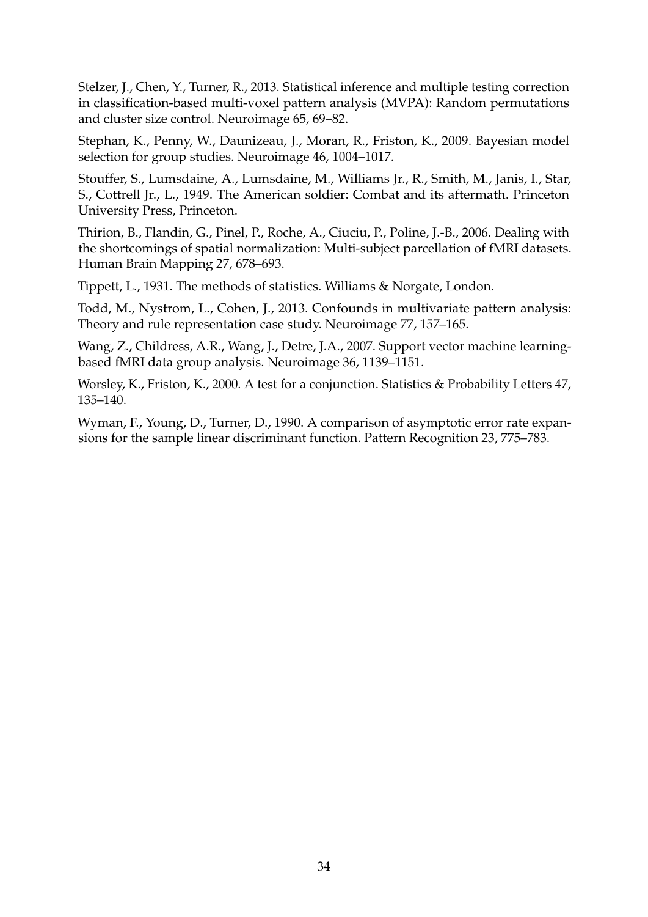Stelzer, J., Chen, Y., Turner, R., 2013. Statistical inference and multiple testing correction in classification-based multi-voxel pattern analysis (MVPA): Random permutations and cluster size control. Neuroimage 65, 69–82.

Stephan, K., Penny, W., Daunizeau, J., Moran, R., Friston, K., 2009. Bayesian model selection for group studies. Neuroimage 46, 1004–1017.

Stouffer, S., Lumsdaine, A., Lumsdaine, M., Williams Jr., R., Smith, M., Janis, I., Star, S., Cottrell Jr., L., 1949. The American soldier: Combat and its aftermath. Princeton University Press, Princeton.

Thirion, B., Flandin, G., Pinel, P., Roche, A., Ciuciu, P., Poline, J.-B., 2006. Dealing with the shortcomings of spatial normalization: Multi-subject parcellation of fMRI datasets. Human Brain Mapping 27, 678–693.

Tippett, L., 1931. The methods of statistics. Williams & Norgate, London.

Todd, M., Nystrom, L., Cohen, J., 2013. Confounds in multivariate pattern analysis: Theory and rule representation case study. Neuroimage 77, 157–165.

Wang, Z., Childress, A.R., Wang, J., Detre, J.A., 2007. Support vector machine learning-based fMRI data group analysis. Neuroimage 36, 1139–1151.

Worsley, K., Friston, K., 2000. A test for a conjunction. Statistics & Probability Letters 47, 135–140.

Wyman, F., Young, D., Turner, D., 1990. A comparison of asymptotic error rate expansions for the sample linear discriminant function. Pattern Recognition 23, 775–783.